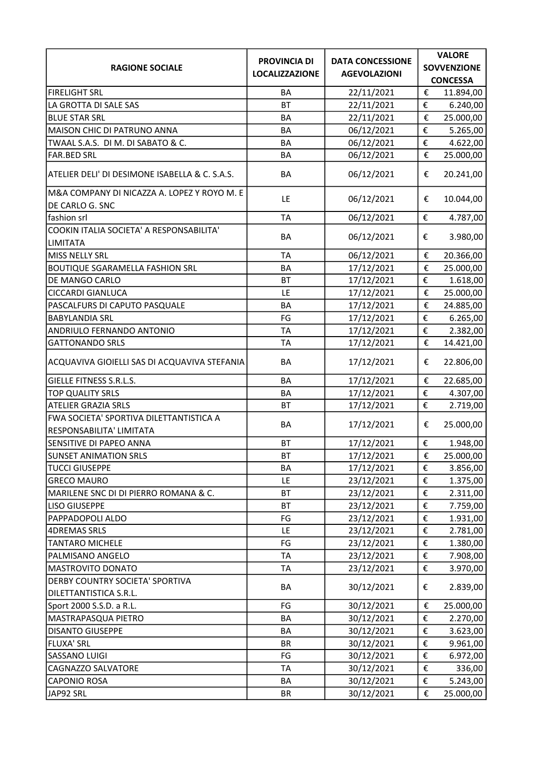| RAGIONE SOCIALE | PROVINCIA DI LOCALIZZAZIONE | DATA CONCESSIONE AGEVOLAZIONI | VALORE SOVVENZIONE CONCESSA |
|---|---|---|---|
| FIRELIGHT SRL | BA | 22/11/2021 | € 11.894,00 |
| LA GROTTA DI SALE SAS | BT | 22/11/2021 | € 6.240,00 |
| BLUE STAR SRL | BA | 22/11/2021 | € 25.000,00 |
| MAISON CHIC DI PATRUNO ANNA | BA | 06/12/2021 | € 5.265,00 |
| TWAAL S.A.S. DI M. DI SABATO & C. | BA | 06/12/2021 | € 4.622,00 |
| FAR.BED SRL | BA | 06/12/2021 | € 25.000,00 |
| ATELIER DELI' DI DESIMONE ISABELLA & C. S.A.S. | BA | 06/12/2021 | € 20.241,00 |
| M&A COMPANY DI NICAZZA A. LOPEZ Y ROYO M. E DE CARLO G. SNC | LE | 06/12/2021 | € 10.044,00 |
| fashion srl | TA | 06/12/2021 | € 4.787,00 |
| COOKIN ITALIA SOCIETA' A RESPONSABILITA' LIMITATA | BA | 06/12/2021 | € 3.980,00 |
| MISS NELLY SRL | TA | 06/12/2021 | € 20.366,00 |
| BOUTIQUE SGARAMELLA FASHION SRL | BA | 17/12/2021 | € 25.000,00 |
| DE MANGO CARLO | BT | 17/12/2021 | € 1.618,00 |
| CICCARDI GIANLUCA | LE | 17/12/2021 | € 25.000,00 |
| PASCALFURS DI CAPUTO PASQUALE | BA | 17/12/2021 | € 24.885,00 |
| BABYLANDIA SRL | FG | 17/12/2021 | € 6.265,00 |
| ANDRIULO FERNANDO ANTONIO | TA | 17/12/2021 | € 2.382,00 |
| GATTONANDO SRLS | TA | 17/12/2021 | € 14.421,00 |
| ACQUAVIVA GIOIELLI SAS DI ACQUAVIVA STEFANIA | BA | 17/12/2021 | € 22.806,00 |
| GIELLE FITNESS S.R.L.S. | BA | 17/12/2021 | € 22.685,00 |
| TOP QUALITY SRLS | BA | 17/12/2021 | € 4.307,00 |
| ATELIER GRAZIA SRLS | BT | 17/12/2021 | € 2.719,00 |
| FWA SOCIETA' SPORTIVA DILETTANTISTICA A RESPONSABILITA' LIMITATA | BA | 17/12/2021 | € 25.000,00 |
| SENSITIVE DI PAPEO ANNA | BT | 17/12/2021 | € 1.948,00 |
| SUNSET ANIMATION SRLS | BT | 17/12/2021 | € 25.000,00 |
| TUCCI GIUSEPPE | BA | 17/12/2021 | € 3.856,00 |
| GRECO MAURO | LE | 23/12/2021 | € 1.375,00 |
| MARILENE SNC DI DI PIERRO ROMANA & C. | BT | 23/12/2021 | € 2.311,00 |
| LISO GIUSEPPE | BT | 23/12/2021 | € 7.759,00 |
| PAPPADOPOLI ALDO | FG | 23/12/2021 | € 1.931,00 |
| 4DREMAS SRLS | LE | 23/12/2021 | € 2.781,00 |
| TANTARO MICHELE | FG | 23/12/2021 | € 1.380,00 |
| PALMISANO ANGELO | TA | 23/12/2021 | € 7.908,00 |
| MASTROVITO DONATO | TA | 23/12/2021 | € 3.970,00 |
| DERBY COUNTRY SOCIETA' SPORTIVA DILETTANTISTICA S.R.L. | BA | 30/12/2021 | € 2.839,00 |
| Sport 2000 S.S.D. a R.L. | FG | 30/12/2021 | € 25.000,00 |
| MASTRAPASQUA PIETRO | BA | 30/12/2021 | € 2.270,00 |
| DISANTO GIUSEPPE | BA | 30/12/2021 | € 3.623,00 |
| FLUXA' SRL | BR | 30/12/2021 | € 9.961,00 |
| SASSANO LUIGI | FG | 30/12/2021 | € 6.972,00 |
| CAGNAZZO SALVATORE | TA | 30/12/2021 | € 336,00 |
| CAPONIO ROSA | BA | 30/12/2021 | € 5.243,00 |
| JAP92 SRL | BR | 30/12/2021 | € 25.000,00 |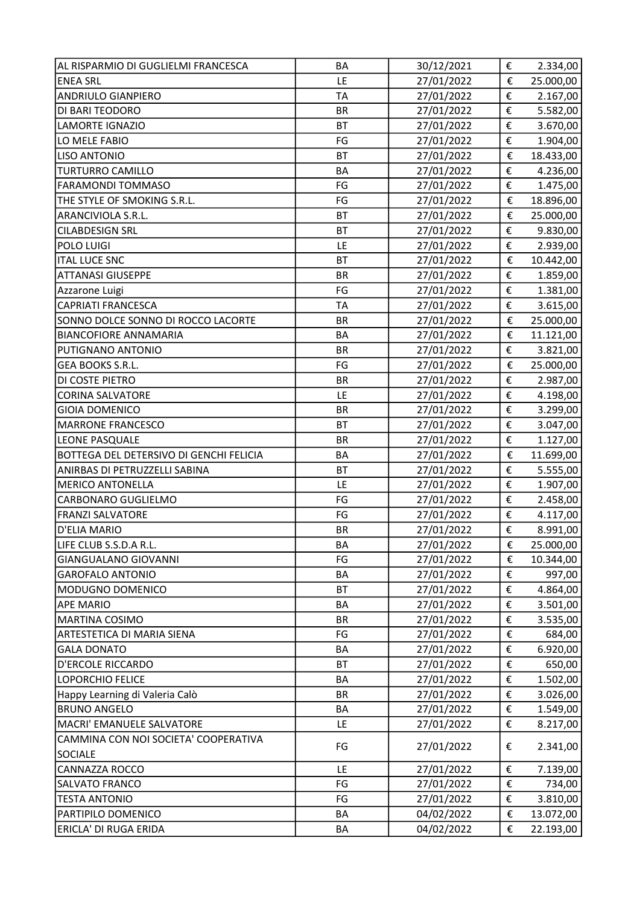| | | | | |
|---|---|---|---|---|
| AL RISPARMIO DI GUGLIELMI FRANCESCA | BA | 30/12/2021 | € | 2.334,00 |
| ENEA SRL | LE | 27/01/2022 | € | 25.000,00 |
| ANDRIULO GIANPIERO | TA | 27/01/2022 | € | 2.167,00 |
| DI BARI TEODORO | BR | 27/01/2022 | € | 5.582,00 |
| LAMORTE IGNAZIO | BT | 27/01/2022 | € | 3.670,00 |
| LO MELE FABIO | FG | 27/01/2022 | € | 1.904,00 |
| LISO ANTONIO | BT | 27/01/2022 | € | 18.433,00 |
| TURTURRO CAMILLO | BA | 27/01/2022 | € | 4.236,00 |
| FARAMONDI TOMMASO | FG | 27/01/2022 | € | 1.475,00 |
| THE STYLE OF SMOKING S.R.L. | FG | 27/01/2022 | € | 18.896,00 |
| ARANCIVIOLA S.R.L. | BT | 27/01/2022 | € | 25.000,00 |
| CILABDESIGN SRL | BT | 27/01/2022 | € | 9.830,00 |
| POLO LUIGI | LE | 27/01/2022 | € | 2.939,00 |
| ITAL LUCE SNC | BT | 27/01/2022 | € | 10.442,00 |
| ATTANASI GIUSEPPE | BR | 27/01/2022 | € | 1.859,00 |
| Azzarone Luigi | FG | 27/01/2022 | € | 1.381,00 |
| CAPRIATI FRANCESCA | TA | 27/01/2022 | € | 3.615,00 |
| SONNO DOLCE SONNO DI ROCCO LACORTE | BR | 27/01/2022 | € | 25.000,00 |
| BIANCOFIORE ANNAMARIA | BA | 27/01/2022 | € | 11.121,00 |
| PUTIGNANO ANTONIO | BR | 27/01/2022 | € | 3.821,00 |
| GEA BOOKS S.R.L. | FG | 27/01/2022 | € | 25.000,00 |
| DI COSTE PIETRO | BR | 27/01/2022 | € | 2.987,00 |
| CORINA SALVATORE | LE | 27/01/2022 | € | 4.198,00 |
| GIOIA DOMENICO | BR | 27/01/2022 | € | 3.299,00 |
| MARRONE FRANCESCO | BT | 27/01/2022 | € | 3.047,00 |
| LEONE PASQUALE | BR | 27/01/2022 | € | 1.127,00 |
| BOTTEGA DEL DETERSIVO DI GENCHI FELICIA | BA | 27/01/2022 | € | 11.699,00 |
| ANIRBAS DI PETRUZZELLI SABINA | BT | 27/01/2022 | € | 5.555,00 |
| MERICO ANTONELLA | LE | 27/01/2022 | € | 1.907,00 |
| CARBONARO GUGLIELMO | FG | 27/01/2022 | € | 2.458,00 |
| FRANZI SALVATORE | FG | 27/01/2022 | € | 4.117,00 |
| D'ELIA MARIO | BR | 27/01/2022 | € | 8.991,00 |
| LIFE CLUB S.S.D.A R.L. | BA | 27/01/2022 | € | 25.000,00 |
| GIANGUALANO GIOVANNI | FG | 27/01/2022 | € | 10.344,00 |
| GAROFALO ANTONIO | BA | 27/01/2022 | € | 997,00 |
| MODUGNO DOMENICO | BT | 27/01/2022 | € | 4.864,00 |
| APE MARIO | BA | 27/01/2022 | € | 3.501,00 |
| MARTINA COSIMO | BR | 27/01/2022 | € | 3.535,00 |
| ARTESTETICA DI MARIA SIENA | FG | 27/01/2022 | € | 684,00 |
| GALA DONATO | BA | 27/01/2022 | € | 6.920,00 |
| D'ERCOLE RICCARDO | BT | 27/01/2022 | € | 650,00 |
| LOPORCHIO FELICE | BA | 27/01/2022 | € | 1.502,00 |
| Happy Learning di Valeria Calò | BR | 27/01/2022 | € | 3.026,00 |
| BRUNO ANGELO | BA | 27/01/2022 | € | 1.549,00 |
| MACRI' EMANUELE SALVATORE | LE | 27/01/2022 | € | 8.217,00 |
| CAMMINA CON NOI SOCIETA' COOPERATIVA SOCIALE | FG | 27/01/2022 | € | 2.341,00 |
| CANNAZZA ROCCO | LE | 27/01/2022 | € | 7.139,00 |
| SALVATO FRANCO | FG | 27/01/2022 | € | 734,00 |
| TESTA ANTONIO | FG | 27/01/2022 | € | 3.810,00 |
| PARTIPILO DOMENICO | BA | 04/02/2022 | € | 13.072,00 |
| ERICLA' DI RUGA ERIDA | BA | 04/02/2022 | € | 22.193,00 |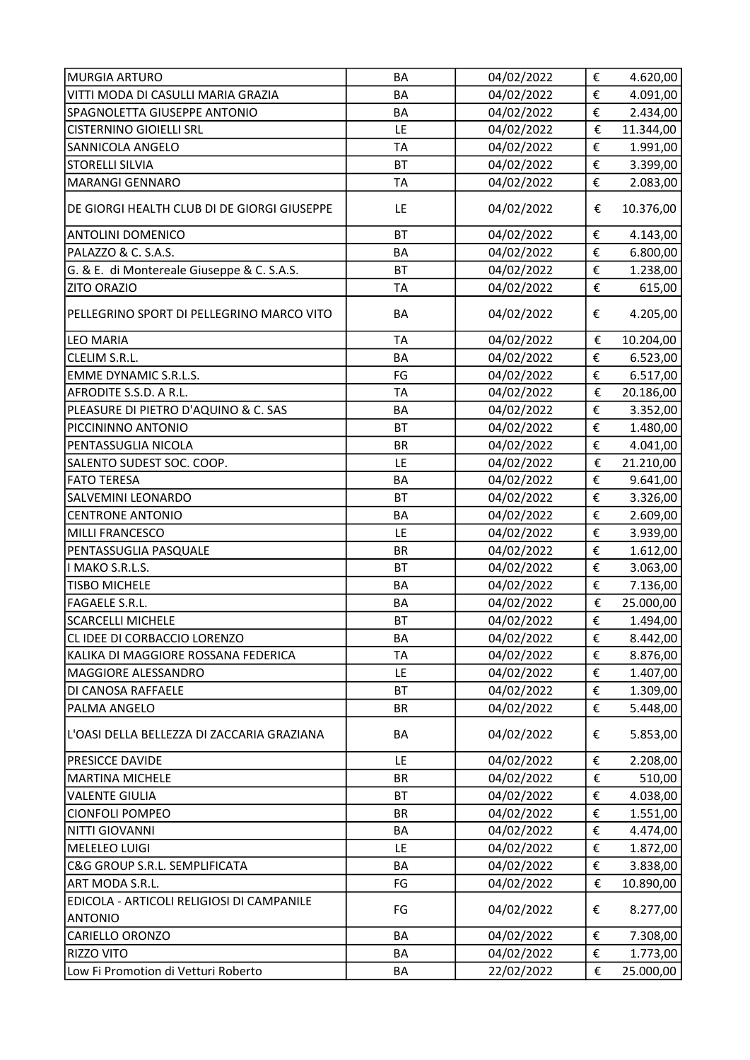| | | | | |
|---|---|---|---|---|
| MURGIA ARTURO | BA | 04/02/2022 | € | 4.620,00 |
| VITTI MODA DI CASULLI MARIA GRAZIA | BA | 04/02/2022 | € | 4.091,00 |
| SPAGNOLETTA GIUSEPPE ANTONIO | BA | 04/02/2022 | € | 2.434,00 |
| CISTERNINO GIOIELLI SRL | LE | 04/02/2022 | € | 11.344,00 |
| SANNICOLA ANGELO | TA | 04/02/2022 | € | 1.991,00 |
| STORELLI SILVIA | BT | 04/02/2022 | € | 3.399,00 |
| MARANGI GENNARO | TA | 04/02/2022 | € | 2.083,00 |
| DE GIORGI HEALTH CLUB DI DE GIORGI GIUSEPPE | LE | 04/02/2022 | € | 10.376,00 |
| ANTOLINI DOMENICO | BT | 04/02/2022 | € | 4.143,00 |
| PALAZZO & C. S.A.S. | BA | 04/02/2022 | € | 6.800,00 |
| G. & E. di Montereale Giuseppe & C. S.A.S. | BT | 04/02/2022 | € | 1.238,00 |
| ZITO ORAZIO | TA | 04/02/2022 | € | 615,00 |
| PELLEGRINO SPORT DI PELLEGRINO MARCO VITO | BA | 04/02/2022 | € | 4.205,00 |
| LEO MARIA | TA | 04/02/2022 | € | 10.204,00 |
| CLELIM S.R.L. | BA | 04/02/2022 | € | 6.523,00 |
| EMME DYNAMIC S.R.L.S. | FG | 04/02/2022 | € | 6.517,00 |
| AFRODITE S.S.D. A R.L. | TA | 04/02/2022 | € | 20.186,00 |
| PLEASURE DI PIETRO D'AQUINO & C. SAS | BA | 04/02/2022 | € | 3.352,00 |
| PICCININNO ANTONIO | BT | 04/02/2022 | € | 1.480,00 |
| PENTASSUGLIA NICOLA | BR | 04/02/2022 | € | 4.041,00 |
| SALENTO SUDEST SOC. COOP. | LE | 04/02/2022 | € | 21.210,00 |
| FATO TERESA | BA | 04/02/2022 | € | 9.641,00 |
| SALVEMINI LEONARDO | BT | 04/02/2022 | € | 3.326,00 |
| CENTRONE ANTONIO | BA | 04/02/2022 | € | 2.609,00 |
| MILLI FRANCESCO | LE | 04/02/2022 | € | 3.939,00 |
| PENTASSUGLIA PASQUALE | BR | 04/02/2022 | € | 1.612,00 |
| I MAKO S.R.L.S. | BT | 04/02/2022 | € | 3.063,00 |
| TISBO MICHELE | BA | 04/02/2022 | € | 7.136,00 |
| FAGAELE S.R.L. | BA | 04/02/2022 | € | 25.000,00 |
| SCARCELLI MICHELE | BT | 04/02/2022 | € | 1.494,00 |
| CL IDEE DI CORBACCIO LORENZO | BA | 04/02/2022 | € | 8.442,00 |
| KALIKA DI MAGGIORE ROSSANA FEDERICA | TA | 04/02/2022 | € | 8.876,00 |
| MAGGIORE ALESSANDRO | LE | 04/02/2022 | € | 1.407,00 |
| DI CANOSA RAFFAELE | BT | 04/02/2022 | € | 1.309,00 |
| PALMA ANGELO | BR | 04/02/2022 | € | 5.448,00 |
| L'OASI DELLA BELLEZZA DI ZACCARIA GRAZIANA | BA | 04/02/2022 | € | 5.853,00 |
| PRESICCE DAVIDE | LE | 04/02/2022 | € | 2.208,00 |
| MARTINA MICHELE | BR | 04/02/2022 | € | 510,00 |
| VALENTE GIULIA | BT | 04/02/2022 | € | 4.038,00 |
| CIONFOLI POMPEO | BR | 04/02/2022 | € | 1.551,00 |
| NITTI GIOVANNI | BA | 04/02/2022 | € | 4.474,00 |
| MELELEO LUIGI | LE | 04/02/2022 | € | 1.872,00 |
| C&G GROUP S.R.L. SEMPLIFICATA | BA | 04/02/2022 | € | 3.838,00 |
| ART MODA S.R.L. | FG | 04/02/2022 | € | 10.890,00 |
| EDICOLA - ARTICOLI RELIGIOSI DI CAMPANILE ANTONIO | FG | 04/02/2022 | € | 8.277,00 |
| CARIELLO ORONZO | BA | 04/02/2022 | € | 7.308,00 |
| RIZZO VITO | BA | 04/02/2022 | € | 1.773,00 |
| Low Fi Promotion di Vetturi Roberto | BA | 22/02/2022 | € | 25.000,00 |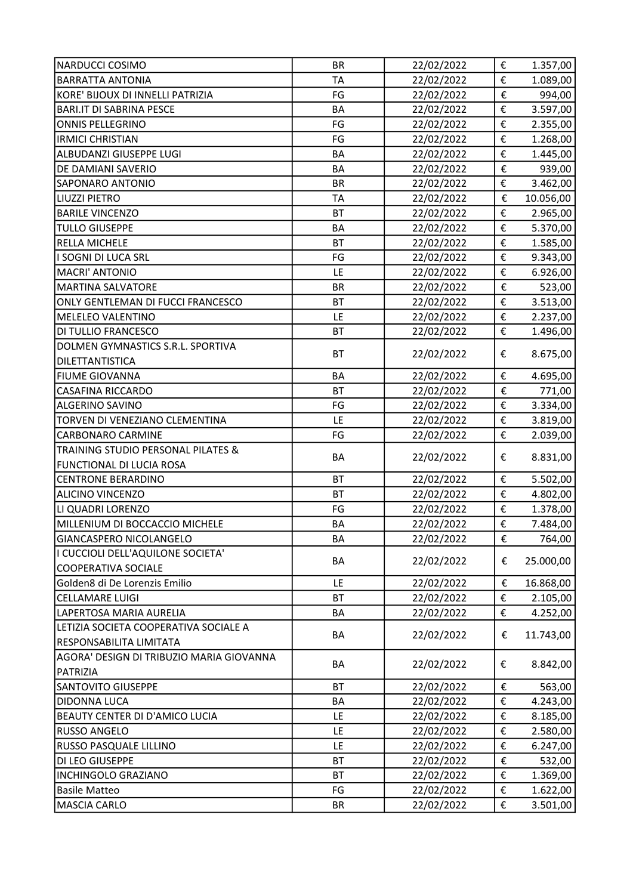| | | | |
|---|---|---|---|
| NARDUCCI COSIMO | BR | 22/02/2022 | € 1.357,00 |
| BARRATTA ANTONIA | TA | 22/02/2022 | € 1.089,00 |
| KORE' BIJOUX DI INNELLI PATRIZIA | FG | 22/02/2022 | € 994,00 |
| BARI.IT DI SABRINA PESCE | BA | 22/02/2022 | € 3.597,00 |
| ONNIS PELLEGRINO | FG | 22/02/2022 | € 2.355,00 |
| IRMICI CHRISTIAN | FG | 22/02/2022 | € 1.268,00 |
| ALBUDANZI GIUSEPPE LUGI | BA | 22/02/2022 | € 1.445,00 |
| DE DAMIANI SAVERIO | BA | 22/02/2022 | € 939,00 |
| SAPONARO ANTONIO | BR | 22/02/2022 | € 3.462,00 |
| LIUZZI PIETRO | TA | 22/02/2022 | € 10.056,00 |
| BARILE VINCENZO | BT | 22/02/2022 | € 2.965,00 |
| TULLO GIUSEPPE | BA | 22/02/2022 | € 5.370,00 |
| RELLA MICHELE | BT | 22/02/2022 | € 1.585,00 |
| I SOGNI DI LUCA SRL | FG | 22/02/2022 | € 9.343,00 |
| MACRI' ANTONIO | LE | 22/02/2022 | € 6.926,00 |
| MARTINA SALVATORE | BR | 22/02/2022 | € 523,00 |
| ONLY GENTLEMAN DI FUCCI FRANCESCO | BT | 22/02/2022 | € 3.513,00 |
| MELELEO VALENTINO | LE | 22/02/2022 | € 2.237,00 |
| DI TULLIO FRANCESCO | BT | 22/02/2022 | € 1.496,00 |
| DOLMEN GYMNASTICS S.R.L. SPORTIVA DILETTANTISTICA | BT | 22/02/2022 | € 8.675,00 |
| FIUME GIOVANNA | BA | 22/02/2022 | € 4.695,00 |
| CASAFINA RICCARDO | BT | 22/02/2022 | € 771,00 |
| ALGERINO SAVINO | FG | 22/02/2022 | € 3.334,00 |
| TORVEN DI VENEZIANO CLEMENTINA | LE | 22/02/2022 | € 3.819,00 |
| CARBONARO CARMINE | FG | 22/02/2022 | € 2.039,00 |
| TRAINING STUDIO PERSONAL PILATES & FUNCTIONAL DI LUCIA ROSA | BA | 22/02/2022 | € 8.831,00 |
| CENTRONE BERARDINO | BT | 22/02/2022 | € 5.502,00 |
| ALICINO VINCENZO | BT | 22/02/2022 | € 4.802,00 |
| LI QUADRI LORENZO | FG | 22/02/2022 | € 1.378,00 |
| MILLENIUM DI BOCCACCIO MICHELE | BA | 22/02/2022 | € 7.484,00 |
| GIANCASPERO NICOLANGELO | BA | 22/02/2022 | € 764,00 |
| I CUCCIOLI DELL'AQUILONE SOCIETA' COOPERATIVA SOCIALE | BA | 22/02/2022 | € 25.000,00 |
| Golden8 di De Lorenzis Emilio | LE | 22/02/2022 | € 16.868,00 |
| CELLAMARE LUIGI | BT | 22/02/2022 | € 2.105,00 |
| LAPERTOSA MARIA AURELIA | BA | 22/02/2022 | € 4.252,00 |
| LETIZIA SOCIETA COOPERATIVA SOCIALE A RESPONSABILITA LIMITATA | BA | 22/02/2022 | € 11.743,00 |
| AGORA' DESIGN DI TRIBUZIO MARIA GIOVANNA PATRIZIA | BA | 22/02/2022 | € 8.842,00 |
| SANTOVITO GIUSEPPE | BT | 22/02/2022 | € 563,00 |
| DIDONNA LUCA | BA | 22/02/2022 | € 4.243,00 |
| BEAUTY CENTER DI D'AMICO LUCIA | LE | 22/02/2022 | € 8.185,00 |
| RUSSO ANGELO | LE | 22/02/2022 | € 2.580,00 |
| RUSSO PASQUALE LILLINO | LE | 22/02/2022 | € 6.247,00 |
| DI LEO GIUSEPPE | BT | 22/02/2022 | € 532,00 |
| INCHINGOLO GRAZIANO | BT | 22/02/2022 | € 1.369,00 |
| Basile Matteo | FG | 22/02/2022 | € 1.622,00 |
| MASCIA CARLO | BR | 22/02/2022 | € 3.501,00 |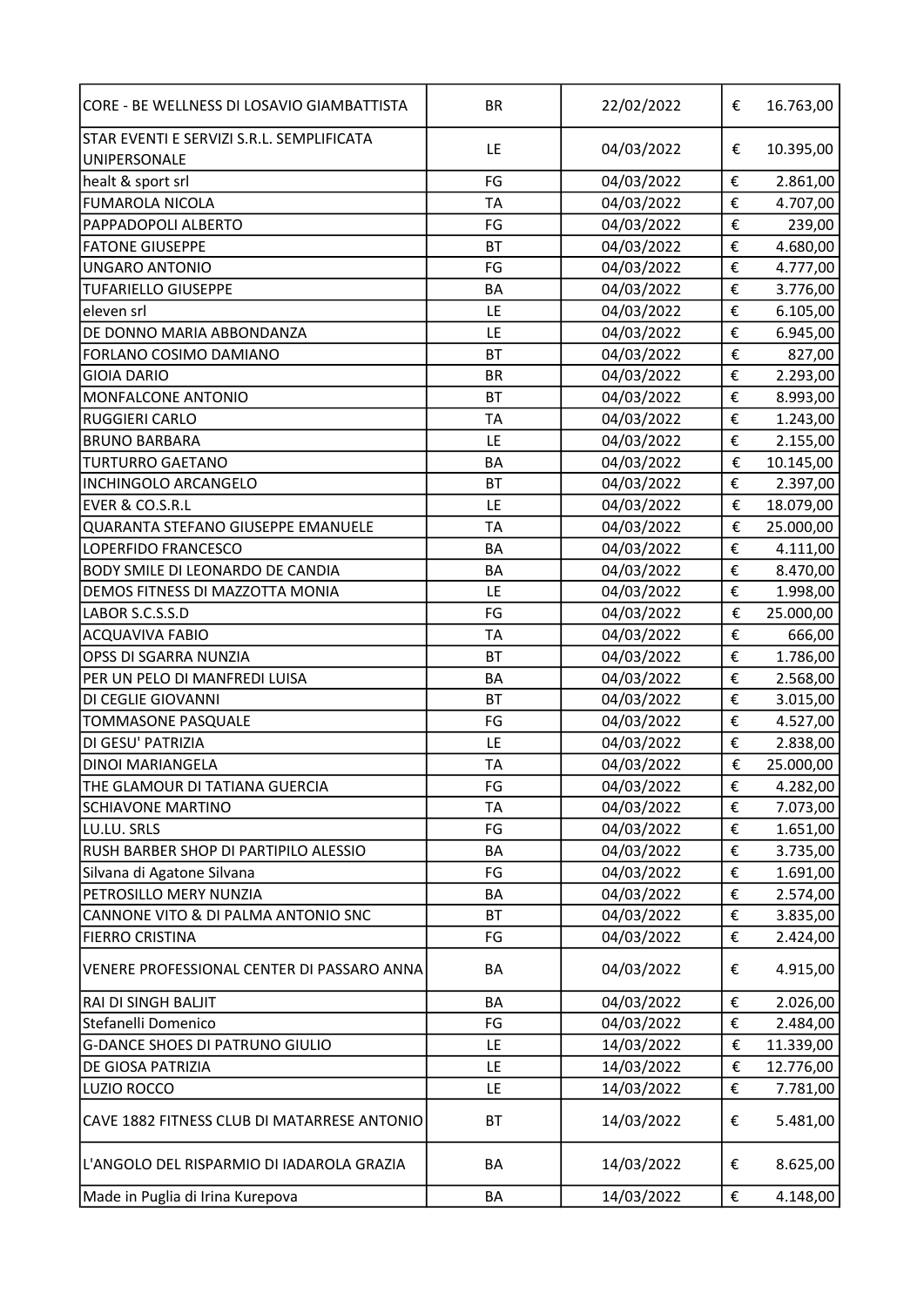| | | | | |
|---|---|---|---|---|
| CORE - BE WELLNESS DI LOSAVIO GIAMBATTISTA | BR | 22/02/2022 | € | 16.763,00 |
| STAR EVENTI E SERVIZI S.R.L. SEMPLIFICATA UNIPERSONALE | LE | 04/03/2022 | € | 10.395,00 |
| healt & sport srl | FG | 04/03/2022 | € | 2.861,00 |
| FUMAROLA NICOLA | TA | 04/03/2022 | € | 4.707,00 |
| PAPPADOPOLI ALBERTO | FG | 04/03/2022 | € | 239,00 |
| FATONE GIUSEPPE | BT | 04/03/2022 | € | 4.680,00 |
| UNGARO ANTONIO | FG | 04/03/2022 | € | 4.777,00 |
| TUFARIELLO GIUSEPPE | BA | 04/03/2022 | € | 3.776,00 |
| eleven srl | LE | 04/03/2022 | € | 6.105,00 |
| DE DONNO MARIA ABBONDANZA | LE | 04/03/2022 | € | 6.945,00 |
| FORLANO COSIMO DAMIANO | BT | 04/03/2022 | € | 827,00 |
| GIOIA DARIO | BR | 04/03/2022 | € | 2.293,00 |
| MONFALCONE ANTONIO | BT | 04/03/2022 | € | 8.993,00 |
| RUGGIERI CARLO | TA | 04/03/2022 | € | 1.243,00 |
| BRUNO BARBARA | LE | 04/03/2022 | € | 2.155,00 |
| TURTURRO GAETANO | BA | 04/03/2022 | € | 10.145,00 |
| INCHINGOLO ARCANGELO | BT | 04/03/2022 | € | 2.397,00 |
| EVER & CO.S.R.L | LE | 04/03/2022 | € | 18.079,00 |
| QUARANTA STEFANO GIUSEPPE EMANUELE | TA | 04/03/2022 | € | 25.000,00 |
| LOPERFIDO FRANCESCO | BA | 04/03/2022 | € | 4.111,00 |
| BODY SMILE DI LEONARDO DE CANDIA | BA | 04/03/2022 | € | 8.470,00 |
| DEMOS FITNESS DI MAZZOTTA MONIA | LE | 04/03/2022 | € | 1.998,00 |
| LABOR S.C.S.S.D | FG | 04/03/2022 | € | 25.000,00 |
| ACQUAVIVA FABIO | TA | 04/03/2022 | € | 666,00 |
| OPSS DI SGARRA NUNZIA | BT | 04/03/2022 | € | 1.786,00 |
| PER UN PELO DI MANFREDI LUISA | BA | 04/03/2022 | € | 2.568,00 |
| DI CEGLIE GIOVANNI | BT | 04/03/2022 | € | 3.015,00 |
| TOMMASONE PASQUALE | FG | 04/03/2022 | € | 4.527,00 |
| DI GESU' PATRIZIA | LE | 04/03/2022 | € | 2.838,00 |
| DINOI MARIANGELA | TA | 04/03/2022 | € | 25.000,00 |
| THE GLAMOUR DI TATIANA GUERCIA | FG | 04/03/2022 | € | 4.282,00 |
| SCHIAVONE MARTINO | TA | 04/03/2022 | € | 7.073,00 |
| LU.LU. SRLS | FG | 04/03/2022 | € | 1.651,00 |
| RUSH BARBER SHOP DI PARTIPILO ALESSIO | BA | 04/03/2022 | € | 3.735,00 |
| Silvana di Agatone Silvana | FG | 04/03/2022 | € | 1.691,00 |
| PETROSILLO MERY NUNZIA | BA | 04/03/2022 | € | 2.574,00 |
| CANNONE VITO & DI PALMA ANTONIO SNC | BT | 04/03/2022 | € | 3.835,00 |
| FIERRO CRISTINA | FG | 04/03/2022 | € | 2.424,00 |
| VENERE PROFESSIONAL CENTER DI PASSARO ANNA | BA | 04/03/2022 | € | 4.915,00 |
| RAI DI SINGH BALJIT | BA | 04/03/2022 | € | 2.026,00 |
| Stefanelli Domenico | FG | 04/03/2022 | € | 2.484,00 |
| G-DANCE SHOES DI PATRUNO GIULIO | LE | 14/03/2022 | € | 11.339,00 |
| DE GIOSA PATRIZIA | LE | 14/03/2022 | € | 12.776,00 |
| LUZIO ROCCO | LE | 14/03/2022 | € | 7.781,00 |
| CAVE 1882 FITNESS CLUB DI MATARRESE ANTONIO | BT | 14/03/2022 | € | 5.481,00 |
| L'ANGOLO DEL RISPARMIO DI IADAROLA GRAZIA | BA | 14/03/2022 | € | 8.625,00 |
| Made in Puglia di Irina Kurepova | BA | 14/03/2022 | € | 4.148,00 |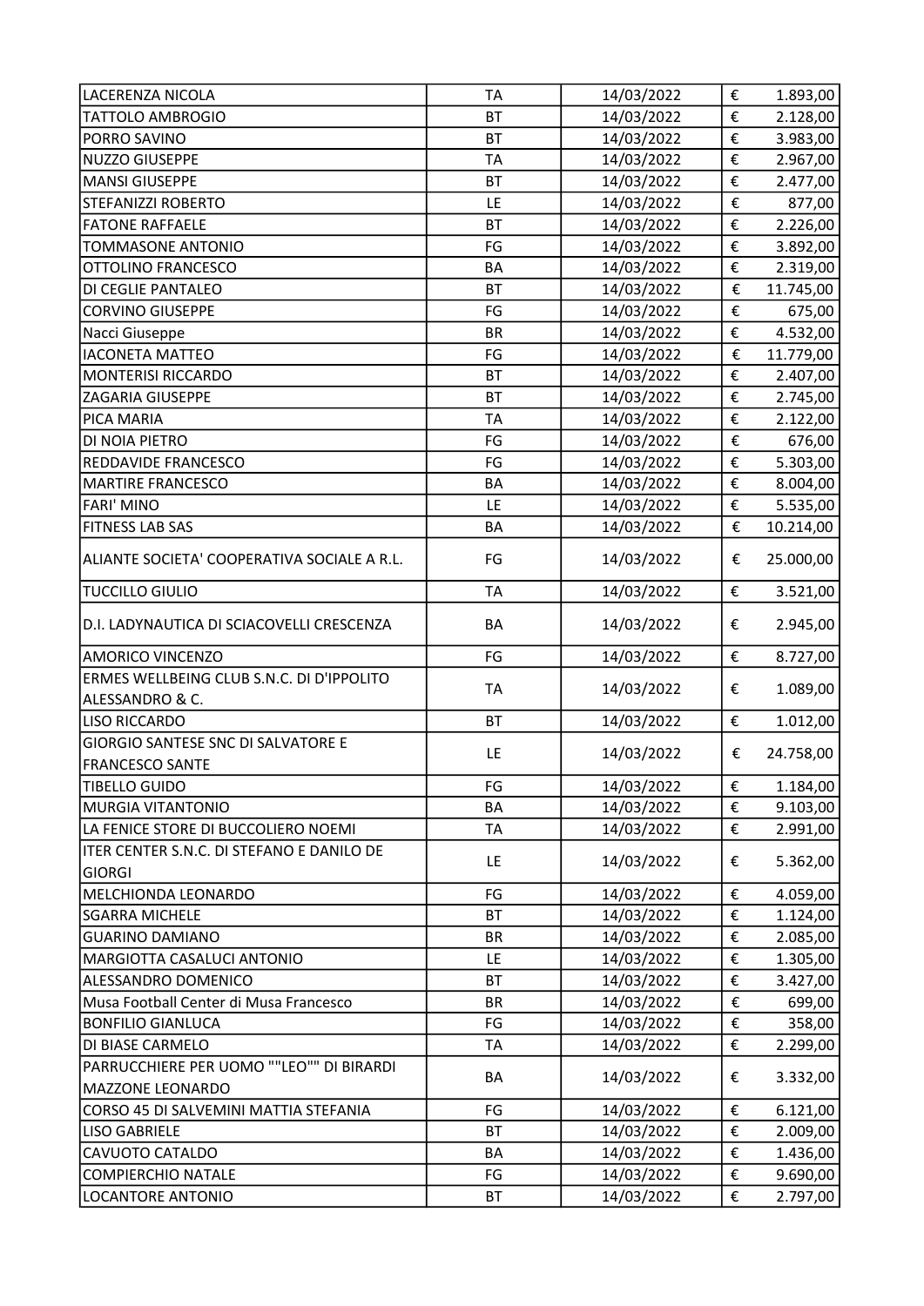| | | | | |
|---|---|---|---|---|
| LACERENZA NICOLA | TA | 14/03/2022 | € | 1.893,00 |
| TATTOLO AMBROGIO | BT | 14/03/2022 | € | 2.128,00 |
| PORRO SAVINO | BT | 14/03/2022 | € | 3.983,00 |
| NUZZO GIUSEPPE | TA | 14/03/2022 | € | 2.967,00 |
| MANSI GIUSEPPE | BT | 14/03/2022 | € | 2.477,00 |
| STEFANIZZI ROBERTO | LE | 14/03/2022 | € | 877,00 |
| FATONE RAFFAELE | BT | 14/03/2022 | € | 2.226,00 |
| TOMMASONE ANTONIO | FG | 14/03/2022 | € | 3.892,00 |
| OTTOLINO FRANCESCO | BA | 14/03/2022 | € | 2.319,00 |
| DI CEGLIE PANTALEO | BT | 14/03/2022 | € | 11.745,00 |
| CORVINO GIUSEPPE | FG | 14/03/2022 | € | 675,00 |
| Nacci Giuseppe | BR | 14/03/2022 | € | 4.532,00 |
| IACONETA MATTEO | FG | 14/03/2022 | € | 11.779,00 |
| MONTERISI RICCARDO | BT | 14/03/2022 | € | 2.407,00 |
| ZAGARIA GIUSEPPE | BT | 14/03/2022 | € | 2.745,00 |
| PICA MARIA | TA | 14/03/2022 | € | 2.122,00 |
| DI NOIA PIETRO | FG | 14/03/2022 | € | 676,00 |
| REDDAVIDE FRANCESCO | FG | 14/03/2022 | € | 5.303,00 |
| MARTIRE FRANCESCO | BA | 14/03/2022 | € | 8.004,00 |
| FARI' MINO | LE | 14/03/2022 | € | 5.535,00 |
| FITNESS LAB SAS | BA | 14/03/2022 | € | 10.214,00 |
| ALIANTE SOCIETA' COOPERATIVA SOCIALE A R.L. | FG | 14/03/2022 | € | 25.000,00 |
| TUCCILLO GIULIO | TA | 14/03/2022 | € | 3.521,00 |
| D.I. LADYNAUTICA DI SCIACOVELLI CRESCENZA | BA | 14/03/2022 | € | 2.945,00 |
| AMORICO VINCENZO | FG | 14/03/2022 | € | 8.727,00 |
| ERMES WELLBEING CLUB S.N.C. DI D'IPPOLITO ALESSANDRO & C. | TA | 14/03/2022 | € | 1.089,00 |
| LISO RICCARDO | BT | 14/03/2022 | € | 1.012,00 |
| GIORGIO SANTESE SNC DI SALVATORE E FRANCESCO SANTE | LE | 14/03/2022 | € | 24.758,00 |
| TIBELLO GUIDO | FG | 14/03/2022 | € | 1.184,00 |
| MURGIA VITANTONIO | BA | 14/03/2022 | € | 9.103,00 |
| LA FENICE STORE DI BUCCOLIERO NOEMI | TA | 14/03/2022 | € | 2.991,00 |
| ITER CENTER S.N.C. DI STEFANO E DANILO DE GIORGI | LE | 14/03/2022 | € | 5.362,00 |
| MELCHIONDA LEONARDO | FG | 14/03/2022 | € | 4.059,00 |
| SGARRA MICHELE | BT | 14/03/2022 | € | 1.124,00 |
| GUARINO DAMIANO | BR | 14/03/2022 | € | 2.085,00 |
| MARGIOTTA CASALUCI ANTONIO | LE | 14/03/2022 | € | 1.305,00 |
| ALESSANDRO DOMENICO | BT | 14/03/2022 | € | 3.427,00 |
| Musa Football Center di Musa Francesco | BR | 14/03/2022 | € | 699,00 |
| BONFILIO GIANLUCA | FG | 14/03/2022 | € | 358,00 |
| DI BIASE CARMELO | TA | 14/03/2022 | € | 2.299,00 |
| PARRUCCHIERE PER UOMO ""LEO"" DI BIRARDI MAZZONE LEONARDO | BA | 14/03/2022 | € | 3.332,00 |
| CORSO 45 DI SALVEMINI MATTIA STEFANIA | FG | 14/03/2022 | € | 6.121,00 |
| LISO GABRIELE | BT | 14/03/2022 | € | 2.009,00 |
| CAVUOTO CATALDO | BA | 14/03/2022 | € | 1.436,00 |
| COMPIERCHIO NATALE | FG | 14/03/2022 | € | 9.690,00 |
| LOCANTORE ANTONIO | BT | 14/03/2022 | € | 2.797,00 |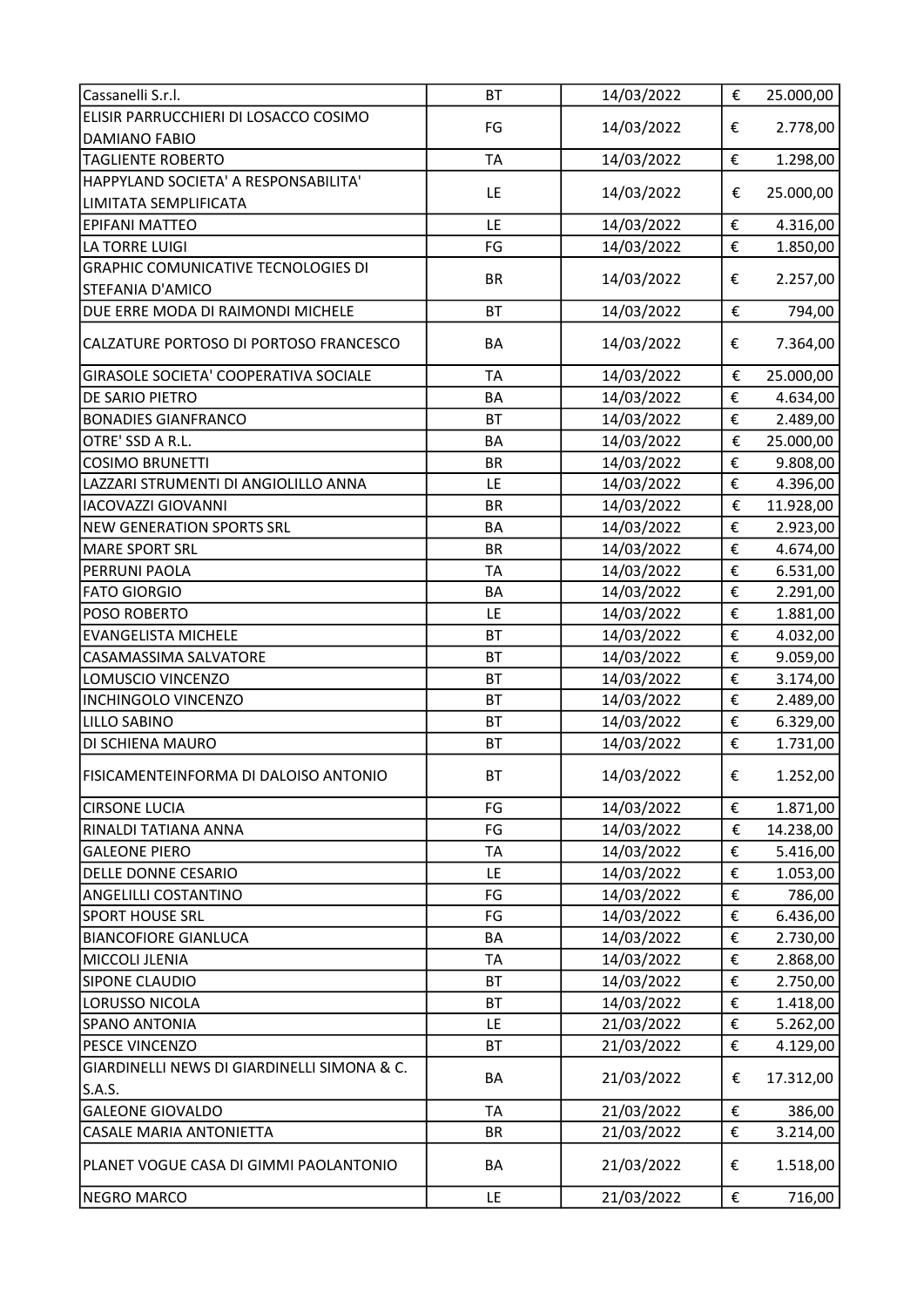| | | | |
|---|---|---|---|
| Cassanelli S.r.l. | BT | 14/03/2022 | € 25.000,00 |
| ELISIR PARRUCCHIERI DI LOSACCO COSIMO DAMIANO FABIO | FG | 14/03/2022 | € 2.778,00 |
| TAGLIENTE ROBERTO | TA | 14/03/2022 | € 1.298,00 |
| HAPPYLAND SOCIETA' A RESPONSABILITA' LIMITATA SEMPLIFICATA | LE | 14/03/2022 | € 25.000,00 |
| EPIFANI MATTEO | LE | 14/03/2022 | € 4.316,00 |
| LA TORRE LUIGI | FG | 14/03/2022 | € 1.850,00 |
| GRAPHIC COMUNICATIVE TECNOLOGIES DI STEFANIA D'AMICO | BR | 14/03/2022 | € 2.257,00 |
| DUE ERRE MODA DI RAIMONDI MICHELE | BT | 14/03/2022 | € 794,00 |
| CALZATURE PORTOSO DI PORTOSO FRANCESCO | BA | 14/03/2022 | € 7.364,00 |
| GIRASOLE SOCIETA' COOPERATIVA SOCIALE | TA | 14/03/2022 | € 25.000,00 |
| DE SARIO PIETRO | BA | 14/03/2022 | € 4.634,00 |
| BONADIES GIANFRANCO | BT | 14/03/2022 | € 2.489,00 |
| OTRE' SSD A R.L. | BA | 14/03/2022 | € 25.000,00 |
| COSIMO BRUNETTI | BR | 14/03/2022 | € 9.808,00 |
| LAZZARI STRUMENTI DI ANGIOLILLO ANNA | LE | 14/03/2022 | € 4.396,00 |
| IACOVAZZI GIOVANNI | BR | 14/03/2022 | € 11.928,00 |
| NEW GENERATION SPORTS SRL | BA | 14/03/2022 | € 2.923,00 |
| MARE SPORT SRL | BR | 14/03/2022 | € 4.674,00 |
| PERRUNI PAOLA | TA | 14/03/2022 | € 6.531,00 |
| FATO GIORGIO | BA | 14/03/2022 | € 2.291,00 |
| POSO ROBERTO | LE | 14/03/2022 | € 1.881,00 |
| EVANGELISTA MICHELE | BT | 14/03/2022 | € 4.032,00 |
| CASAMASSIMA SALVATORE | BT | 14/03/2022 | € 9.059,00 |
| LOMUSCIO VINCENZO | BT | 14/03/2022 | € 3.174,00 |
| INCHINGOLO VINCENZO | BT | 14/03/2022 | € 2.489,00 |
| LILLO SABINO | BT | 14/03/2022 | € 6.329,00 |
| DI SCHIENA MAURO | BT | 14/03/2022 | € 1.731,00 |
| FISICAMENTEINFORMA DI DALOISO ANTONIO | BT | 14/03/2022 | € 1.252,00 |
| CIRSONE LUCIA | FG | 14/03/2022 | € 1.871,00 |
| RINALDI TATIANA ANNA | FG | 14/03/2022 | € 14.238,00 |
| GALEONE PIERO | TA | 14/03/2022 | € 5.416,00 |
| DELLE DONNE CESARIO | LE | 14/03/2022 | € 1.053,00 |
| ANGELILLI COSTANTINO | FG | 14/03/2022 | € 786,00 |
| SPORT HOUSE SRL | FG | 14/03/2022 | € 6.436,00 |
| BIANCOFIORE GIANLUCA | BA | 14/03/2022 | € 2.730,00 |
| MICCOLI JLENIA | TA | 14/03/2022 | € 2.868,00 |
| SIPONE CLAUDIO | BT | 14/03/2022 | € 2.750,00 |
| LORUSSO NICOLA | BT | 14/03/2022 | € 1.418,00 |
| SPANO ANTONIA | LE | 21/03/2022 | € 5.262,00 |
| PESCE VINCENZO | BT | 21/03/2022 | € 4.129,00 |
| GIARDINELLI NEWS DI GIARDINELLI SIMONA & C. S.A.S. | BA | 21/03/2022 | € 17.312,00 |
| GALEONE GIOVALDO | TA | 21/03/2022 | € 386,00 |
| CASALE MARIA ANTONIETTA | BR | 21/03/2022 | € 3.214,00 |
| PLANET VOGUE CASA DI GIMMI PAOLANTONIO | BA | 21/03/2022 | € 1.518,00 |
| NEGRO MARCO | LE | 21/03/2022 | € 716,00 |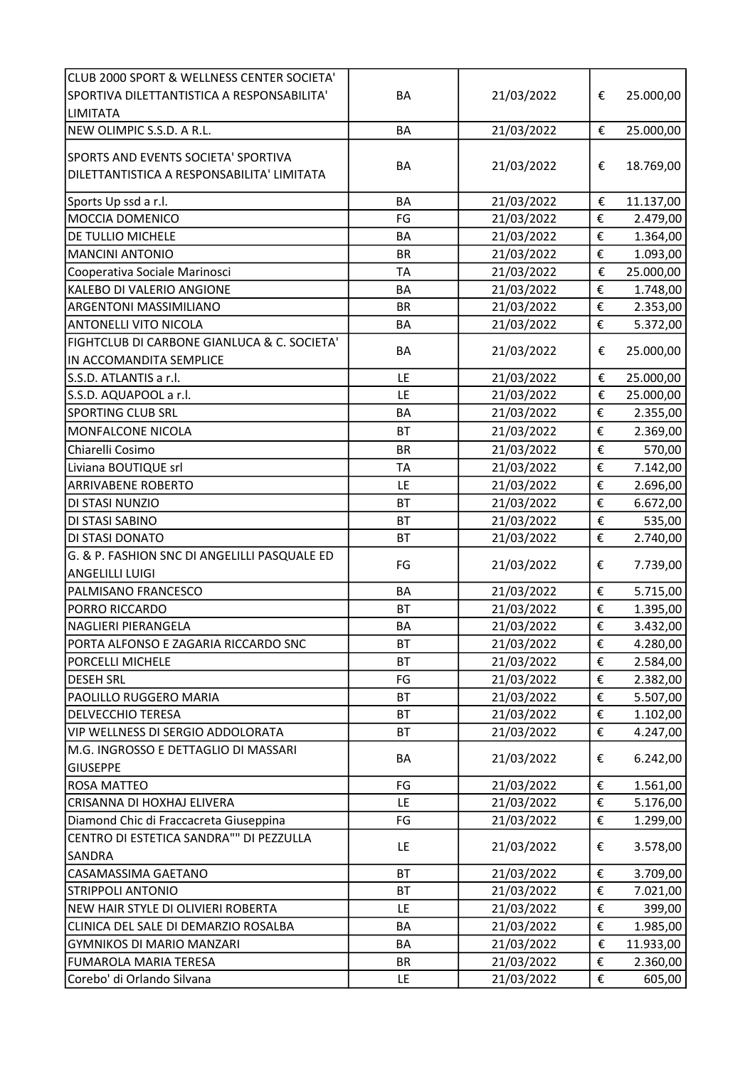| | | | | |
|---|---|---|---|---|
| CLUB 2000 SPORT & WELLNESS CENTER SOCIETA' SPORTIVA DILETTANTISTICA A RESPONSABILITA' LIMITATA | BA | 21/03/2022 | € | 25.000,00 |
| NEW OLIMPIC S.S.D. A R.L. | BA | 21/03/2022 | € | 25.000,00 |
| SPORTS AND EVENTS SOCIETA' SPORTIVA DILETTANTISTICA A RESPONSABILITA' LIMITATA | BA | 21/03/2022 | € | 18.769,00 |
| Sports Up ssd a r.l. | BA | 21/03/2022 | € | 11.137,00 |
| MOCCIA DOMENICO | FG | 21/03/2022 | € | 2.479,00 |
| DE TULLIO MICHELE | BA | 21/03/2022 | € | 1.364,00 |
| MANCINI ANTONIO | BR | 21/03/2022 | € | 1.093,00 |
| Cooperativa Sociale Marinosci | TA | 21/03/2022 | € | 25.000,00 |
| KALEBO DI VALERIO ANGIONE | BA | 21/03/2022 | € | 1.748,00 |
| ARGENTONI MASSIMILIANO | BR | 21/03/2022 | € | 2.353,00 |
| ANTONELLI VITO NICOLA | BA | 21/03/2022 | € | 5.372,00 |
| FIGHTCLUB DI CARBONE GIANLUCA & C. SOCIETA' IN ACCOMANDITA SEMPLICE | BA | 21/03/2022 | € | 25.000,00 |
| S.S.D. ATLANTIS a r.l. | LE | 21/03/2022 | € | 25.000,00 |
| S.S.D. AQUAPOOL a r.l. | LE | 21/03/2022 | € | 25.000,00 |
| SPORTING CLUB SRL | BA | 21/03/2022 | € | 2.355,00 |
| MONFALCONE NICOLA | BT | 21/03/2022 | € | 2.369,00 |
| Chiarelli Cosimo | BR | 21/03/2022 | € | 570,00 |
| Liviana BOUTIQUE srl | TA | 21/03/2022 | € | 7.142,00 |
| ARRIVABENE ROBERTO | LE | 21/03/2022 | € | 2.696,00 |
| DI STASI NUNZIO | BT | 21/03/2022 | € | 6.672,00 |
| DI STASI SABINO | BT | 21/03/2022 | € | 535,00 |
| DI STASI DONATO | BT | 21/03/2022 | € | 2.740,00 |
| G. & P. FASHION SNC DI ANGELILLI PASQUALE ED ANGELILLI LUIGI | FG | 21/03/2022 | € | 7.739,00 |
| PALMISANO FRANCESCO | BA | 21/03/2022 | € | 5.715,00 |
| PORRO RICCARDO | BT | 21/03/2022 | € | 1.395,00 |
| NAGLIERI PIERANGELA | BA | 21/03/2022 | € | 3.432,00 |
| PORTA ALFONSO E ZAGARIA RICCARDO SNC | BT | 21/03/2022 | € | 4.280,00 |
| PORCELLI MICHELE | BT | 21/03/2022 | € | 2.584,00 |
| DESEH SRL | FG | 21/03/2022 | € | 2.382,00 |
| PAOLILLO RUGGERO MARIA | BT | 21/03/2022 | € | 5.507,00 |
| DELVECCHIO TERESA | BT | 21/03/2022 | € | 1.102,00 |
| VIP WELLNESS DI SERGIO ADDOLORATA | BT | 21/03/2022 | € | 4.247,00 |
| M.G. INGROSSO E DETTAGLIO DI MASSARI GIUSEPPE | BA | 21/03/2022 | € | 6.242,00 |
| ROSA MATTEO | FG | 21/03/2022 | € | 1.561,00 |
| CRISANNA DI HOXHAJ ELIVERA | LE | 21/03/2022 | € | 5.176,00 |
| Diamond Chic di Fraccacreta Giuseppina | FG | 21/03/2022 | € | 1.299,00 |
| CENTRO DI ESTETICA SANDRA"" DI PEZZULLA SANDRA | LE | 21/03/2022 | € | 3.578,00 |
| CASAMASSIMA GAETANO | BT | 21/03/2022 | € | 3.709,00 |
| STRIPPOLI ANTONIO | BT | 21/03/2022 | € | 7.021,00 |
| NEW HAIR STYLE DI OLIVIERI ROBERTA | LE | 21/03/2022 | € | 399,00 |
| CLINICA DEL SALE DI DEMARZIO ROSALBA | BA | 21/03/2022 | € | 1.985,00 |
| GYMNIKOS DI MARIO MANZARI | BA | 21/03/2022 | € | 11.933,00 |
| FUMAROLA MARIA TERESA | BR | 21/03/2022 | € | 2.360,00 |
| Corebo' di Orlando Silvana | LE | 21/03/2022 | € | 605,00 |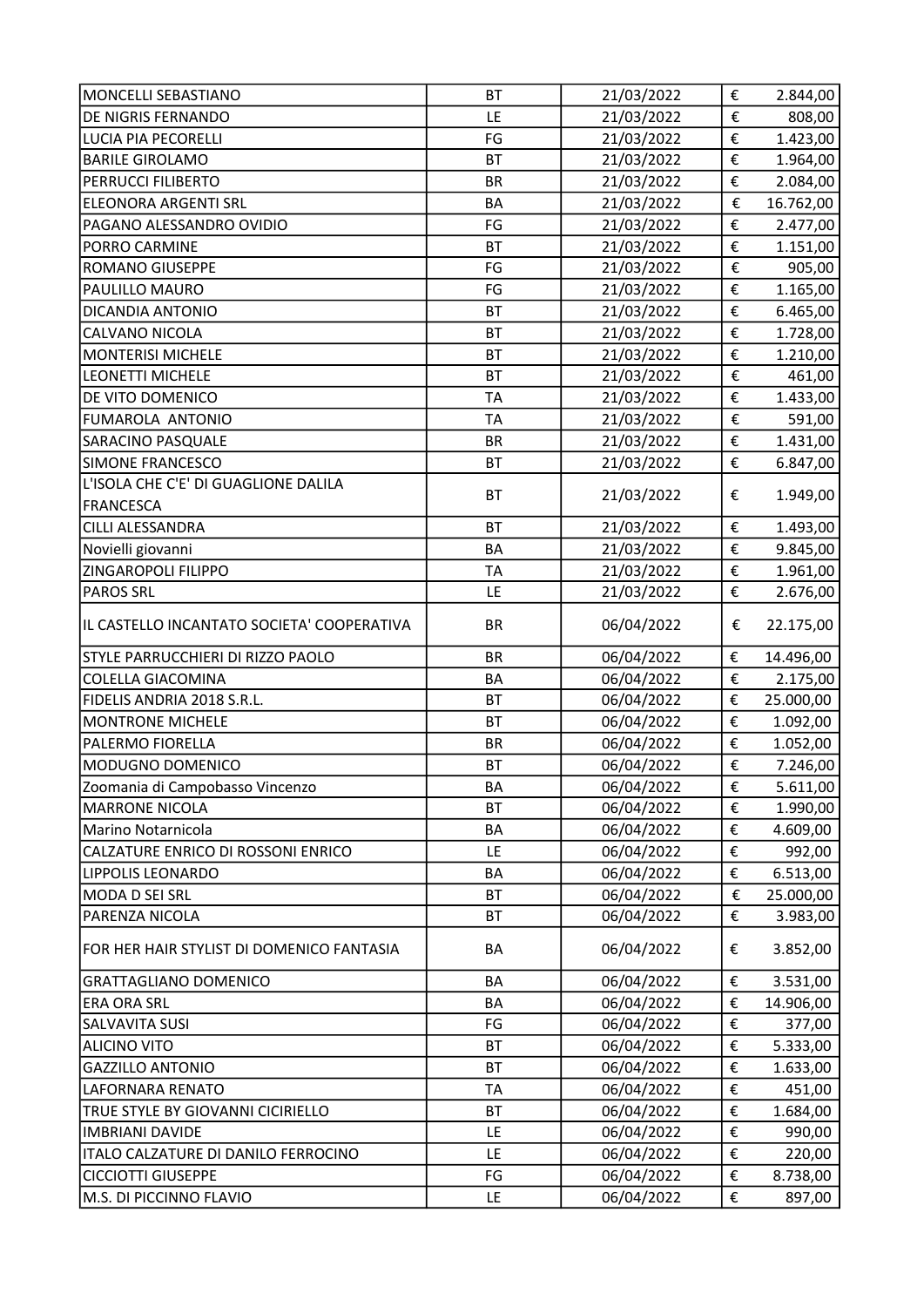| MONCELLI SEBASTIANO | BT | 21/03/2022 | € | 2.844,00 |
|---|---|---|---|---|
| DE NIGRIS FERNANDO | LE | 21/03/2022 | € | 808,00 |
| LUCIA PIA PECORELLI | FG | 21/03/2022 | € | 1.423,00 |
| BARILE GIROLAMO | BT | 21/03/2022 | € | 1.964,00 |
| PERRUCCI FILIBERTO | BR | 21/03/2022 | € | 2.084,00 |
| ELEONORA ARGENTI SRL | BA | 21/03/2022 | € | 16.762,00 |
| PAGANO ALESSANDRO OVIDIO | FG | 21/03/2022 | € | 2.477,00 |
| PORRO CARMINE | BT | 21/03/2022 | € | 1.151,00 |
| ROMANO GIUSEPPE | FG | 21/03/2022 | € | 905,00 |
| PAULILLO MAURO | FG | 21/03/2022 | € | 1.165,00 |
| DICANDIA ANTONIO | BT | 21/03/2022 | € | 6.465,00 |
| CALVANO NICOLA | BT | 21/03/2022 | € | 1.728,00 |
| MONTERISI MICHELE | BT | 21/03/2022 | € | 1.210,00 |
| LEONETTI MICHELE | BT | 21/03/2022 | € | 461,00 |
| DE VITO DOMENICO | TA | 21/03/2022 | € | 1.433,00 |
| FUMAROLA ANTONIO | TA | 21/03/2022 | € | 591,00 |
| SARACINO PASQUALE | BR | 21/03/2022 | € | 1.431,00 |
| SIMONE FRANCESCO | BT | 21/03/2022 | € | 6.847,00 |
| L'ISOLA CHE C'E' DI GUAGLIONE DALILA FRANCESCA | BT | 21/03/2022 | € | 1.949,00 |
| CILLI ALESSANDRA | BT | 21/03/2022 | € | 1.493,00 |
| Novielli giovanni | BA | 21/03/2022 | € | 9.845,00 |
| ZINGAROPOLI FILIPPO | TA | 21/03/2022 | € | 1.961,00 |
| PAROS SRL | LE | 21/03/2022 | € | 2.676,00 |
| IL CASTELLO INCANTATO SOCIETA' COOPERATIVA | BR | 06/04/2022 | € | 22.175,00 |
| STYLE PARRUCCHIERI DI RIZZO PAOLO | BR | 06/04/2022 | € | 14.496,00 |
| COLELLA GIACOMINA | BA | 06/04/2022 | € | 2.175,00 |
| FIDELIS ANDRIA 2018 S.R.L. | BT | 06/04/2022 | € | 25.000,00 |
| MONTRONE MICHELE | BT | 06/04/2022 | € | 1.092,00 |
| PALERMO FIORELLA | BR | 06/04/2022 | € | 1.052,00 |
| MODUGNO DOMENICO | BT | 06/04/2022 | € | 7.246,00 |
| Zoomania di Campobasso Vincenzo | BA | 06/04/2022 | € | 5.611,00 |
| MARRONE NICOLA | BT | 06/04/2022 | € | 1.990,00 |
| Marino Notarnicola | BA | 06/04/2022 | € | 4.609,00 |
| CALZATURE ENRICO DI ROSSONI ENRICO | LE | 06/04/2022 | € | 992,00 |
| LIPPOLIS LEONARDO | BA | 06/04/2022 | € | 6.513,00 |
| MODA D SEI SRL | BT | 06/04/2022 | € | 25.000,00 |
| PARENZA NICOLA | BT | 06/04/2022 | € | 3.983,00 |
| FOR HER HAIR STYLIST DI DOMENICO FANTASIA | BA | 06/04/2022 | € | 3.852,00 |
| GRATTAGLIANO DOMENICO | BA | 06/04/2022 | € | 3.531,00 |
| ERA ORA SRL | BA | 06/04/2022 | € | 14.906,00 |
| SALVAVITA SUSI | FG | 06/04/2022 | € | 377,00 |
| ALICINO VITO | BT | 06/04/2022 | € | 5.333,00 |
| GAZZILLO ANTONIO | BT | 06/04/2022 | € | 1.633,00 |
| LAFORNARA RENATO | TA | 06/04/2022 | € | 451,00 |
| TRUE STYLE BY GIOVANNI CICIRIELLO | BT | 06/04/2022 | € | 1.684,00 |
| IMBRIANI DAVIDE | LE | 06/04/2022 | € | 990,00 |
| ITALO CALZATURE DI DANILO FERROCINO | LE | 06/04/2022 | € | 220,00 |
| CICCIOTTI GIUSEPPE | FG | 06/04/2022 | € | 8.738,00 |
| M.S. DI PICCINNO FLAVIO | LE | 06/04/2022 | € | 897,00 |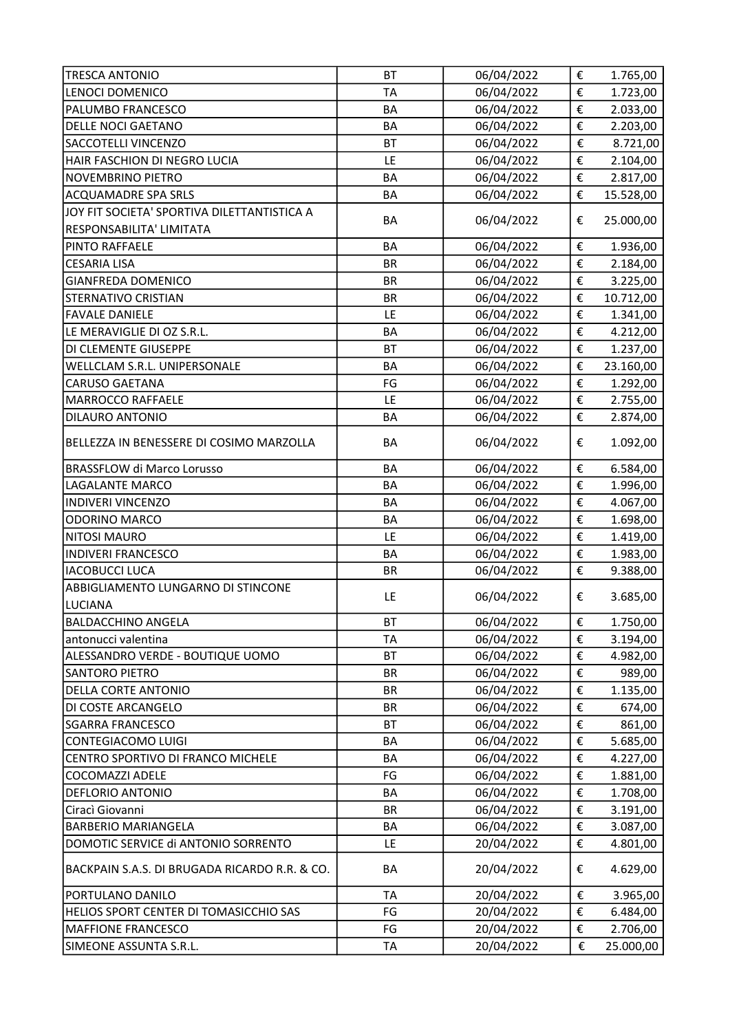| | | | |
|---|---|---|---|
| TRESCA ANTONIO | BT | 06/04/2022 | € 1.765,00 |
| LENOCI DOMENICO | TA | 06/04/2022 | € 1.723,00 |
| PALUMBO FRANCESCO | BA | 06/04/2022 | € 2.033,00 |
| DELLE NOCI GAETANO | BA | 06/04/2022 | € 2.203,00 |
| SACCOTELLI VINCENZO | BT | 06/04/2022 | € 8.721,00 |
| HAIR FASCHION DI NEGRO LUCIA | LE | 06/04/2022 | € 2.104,00 |
| NOVEMBRINO PIETRO | BA | 06/04/2022 | € 2.817,00 |
| ACQUAMADRE SPA SRLS | BA | 06/04/2022 | € 15.528,00 |
| JOY FIT SOCIETA' SPORTIVA DILETTANTISTICA A RESPONSABILITA' LIMITATA | BA | 06/04/2022 | € 25.000,00 |
| PINTO RAFFAELE | BA | 06/04/2022 | € 1.936,00 |
| CESARIA LISA | BR | 06/04/2022 | € 2.184,00 |
| GIANFREDA DOMENICO | BR | 06/04/2022 | € 3.225,00 |
| STERNATIVO CRISTIAN | BR | 06/04/2022 | € 10.712,00 |
| FAVALE DANIELE | LE | 06/04/2022 | € 1.341,00 |
| LE MERAVIGLIE DI OZ S.R.L. | BA | 06/04/2022 | € 4.212,00 |
| DI CLEMENTE GIUSEPPE | BT | 06/04/2022 | € 1.237,00 |
| WELLCLAM S.R.L. UNIPERSONALE | BA | 06/04/2022 | € 23.160,00 |
| CARUSO GAETANA | FG | 06/04/2022 | € 1.292,00 |
| MARROCCO RAFFAELE | LE | 06/04/2022 | € 2.755,00 |
| DILAURO ANTONIO | BA | 06/04/2022 | € 2.874,00 |
| BELLEZZA IN BENESSERE DI COSIMO MARZOLLA | BA | 06/04/2022 | € 1.092,00 |
| BRASSFLOW di Marco Lorusso | BA | 06/04/2022 | € 6.584,00 |
| LAGALANTE MARCO | BA | 06/04/2022 | € 1.996,00 |
| INDIVERI VINCENZO | BA | 06/04/2022 | € 4.067,00 |
| ODORINO MARCO | BA | 06/04/2022 | € 1.698,00 |
| NITOSI MAURO | LE | 06/04/2022 | € 1.419,00 |
| INDIVERI FRANCESCO | BA | 06/04/2022 | € 1.983,00 |
| IACOBUCCI LUCA | BR | 06/04/2022 | € 9.388,00 |
| ABBIGLIAMENTO LUNGARNO DI STINCONE LUCIANA | LE | 06/04/2022 | € 3.685,00 |
| BALDACCHINO ANGELA | BT | 06/04/2022 | € 1.750,00 |
| antonucci valentina | TA | 06/04/2022 | € 3.194,00 |
| ALESSANDRO VERDE - BOUTIQUE UOMO | BT | 06/04/2022 | € 4.982,00 |
| SANTORO PIETRO | BR | 06/04/2022 | € 989,00 |
| DELLA CORTE ANTONIO | BR | 06/04/2022 | € 1.135,00 |
| DI COSTE ARCANGELO | BR | 06/04/2022 | € 674,00 |
| SGARRA FRANCESCO | BT | 06/04/2022 | € 861,00 |
| CONTEGIACOMO LUIGI | BA | 06/04/2022 | € 5.685,00 |
| CENTRO SPORTIVO DI FRANCO MICHELE | BA | 06/04/2022 | € 4.227,00 |
| COCOMAZZI ADELE | FG | 06/04/2022 | € 1.881,00 |
| DEFLORIO ANTONIO | BA | 06/04/2022 | € 1.708,00 |
| Ciracì Giovanni | BR | 06/04/2022 | € 3.191,00 |
| BARBERIO MARIANGELA | BA | 06/04/2022 | € 3.087,00 |
| DOMOTIC SERVICE di ANTONIO SORRENTO | LE | 20/04/2022 | € 4.801,00 |
| BACKPAIN S.A.S. DI BRUGADA RICARDO R.R. & CO. | BA | 20/04/2022 | € 4.629,00 |
| PORTULANO DANILO | TA | 20/04/2022 | € 3.965,00 |
| HELIOS SPORT CENTER DI TOMASICCHIO SAS | FG | 20/04/2022 | € 6.484,00 |
| MAFFIONE FRANCESCO | FG | 20/04/2022 | € 2.706,00 |
| SIMEONE ASSUNTA S.R.L. | TA | 20/04/2022 | € 25.000,00 |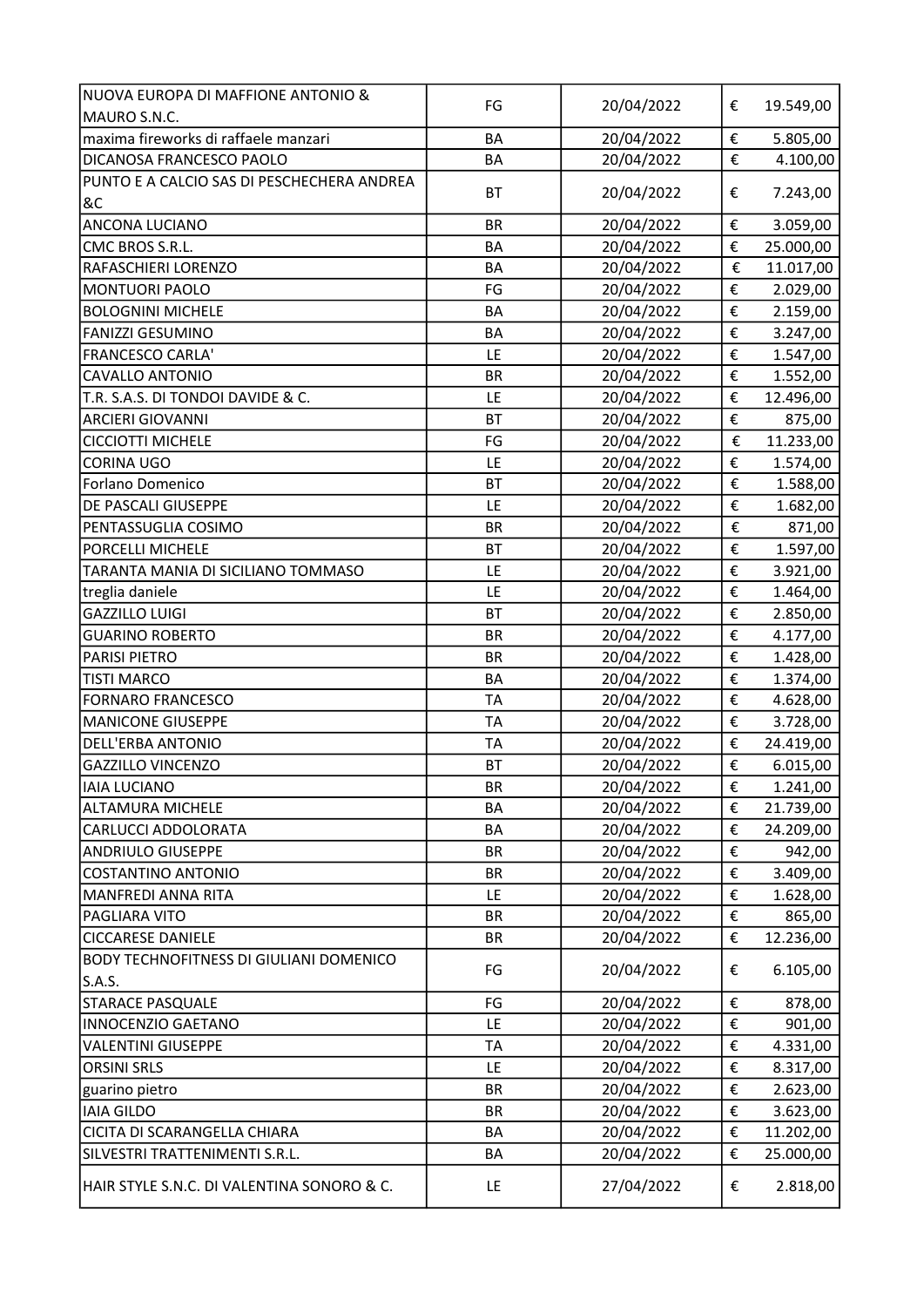| | | | |
|---|---|---|---|
| NUOVA EUROPA DI MAFFIONE ANTONIO & MAURO S.N.C. | FG | 20/04/2022 | € 19.549,00 |
| maxima fireworks di raffaele manzari | BA | 20/04/2022 | € 5.805,00 |
| DICANOSA FRANCESCO PAOLO | BA | 20/04/2022 | € 4.100,00 |
| PUNTO E A CALCIO SAS DI PESCHECHERA ANDREA &C | BT | 20/04/2022 | € 7.243,00 |
| ANCONA LUCIANO | BR | 20/04/2022 | € 3.059,00 |
| CMC BROS S.R.L. | BA | 20/04/2022 | € 25.000,00 |
| RAFASCHIERI LORENZO | BA | 20/04/2022 | € 11.017,00 |
| MONTUORI PAOLO | FG | 20/04/2022 | € 2.029,00 |
| BOLOGNINI MICHELE | BA | 20/04/2022 | € 2.159,00 |
| FANIZZI GESUMINO | BA | 20/04/2022 | € 3.247,00 |
| FRANCESCO CARLA' | LE | 20/04/2022 | € 1.547,00 |
| CAVALLO ANTONIO | BR | 20/04/2022 | € 1.552,00 |
| T.R. S.A.S. DI TONDOI DAVIDE & C. | LE | 20/04/2022 | € 12.496,00 |
| ARCIERI GIOVANNI | BT | 20/04/2022 | € 875,00 |
| CICCIOTTI MICHELE | FG | 20/04/2022 | € 11.233,00 |
| CORINA UGO | LE | 20/04/2022 | € 1.574,00 |
| Forlano Domenico | BT | 20/04/2022 | € 1.588,00 |
| DE PASCALI GIUSEPPE | LE | 20/04/2022 | € 1.682,00 |
| PENTASSUGLIA COSIMO | BR | 20/04/2022 | € 871,00 |
| PORCELLI MICHELE | BT | 20/04/2022 | € 1.597,00 |
| TARANTA MANIA DI SICILIANO TOMMASO | LE | 20/04/2022 | € 3.921,00 |
| treglia daniele | LE | 20/04/2022 | € 1.464,00 |
| GAZZILLO LUIGI | BT | 20/04/2022 | € 2.850,00 |
| GUARINO ROBERTO | BR | 20/04/2022 | € 4.177,00 |
| PARISI PIETRO | BR | 20/04/2022 | € 1.428,00 |
| TISTI MARCO | BA | 20/04/2022 | € 1.374,00 |
| FORNARO FRANCESCO | TA | 20/04/2022 | € 4.628,00 |
| MANICONE GIUSEPPE | TA | 20/04/2022 | € 3.728,00 |
| DELL'ERBA ANTONIO | TA | 20/04/2022 | € 24.419,00 |
| GAZZILLO VINCENZO | BT | 20/04/2022 | € 6.015,00 |
| IAIA LUCIANO | BR | 20/04/2022 | € 1.241,00 |
| ALTAMURA MICHELE | BA | 20/04/2022 | € 21.739,00 |
| CARLUCCI ADDOLORATA | BA | 20/04/2022 | € 24.209,00 |
| ANDRIULO GIUSEPPE | BR | 20/04/2022 | € 942,00 |
| COSTANTINO ANTONIO | BR | 20/04/2022 | € 3.409,00 |
| MANFREDI ANNA RITA | LE | 20/04/2022 | € 1.628,00 |
| PAGLIARA VITO | BR | 20/04/2022 | € 865,00 |
| CICCARESE DANIELE | BR | 20/04/2022 | € 12.236,00 |
| BODY TECHNOFITNESS DI GIULIANI DOMENICO S.A.S. | FG | 20/04/2022 | € 6.105,00 |
| STARACE PASQUALE | FG | 20/04/2022 | € 878,00 |
| INNOCENZIO GAETANO | LE | 20/04/2022 | € 901,00 |
| VALENTINI GIUSEPPE | TA | 20/04/2022 | € 4.331,00 |
| ORSINI SRLS | LE | 20/04/2022 | € 8.317,00 |
| guarino pietro | BR | 20/04/2022 | € 2.623,00 |
| IAIA GILDO | BR | 20/04/2022 | € 3.623,00 |
| CICITA DI SCARANGELLA CHIARA | BA | 20/04/2022 | € 11.202,00 |
| SILVESTRI TRATTENIMENTI S.R.L. | BA | 20/04/2022 | € 25.000,00 |
| HAIR STYLE S.N.C. DI VALENTINA SONORO & C. | LE | 27/04/2022 | € 2.818,00 |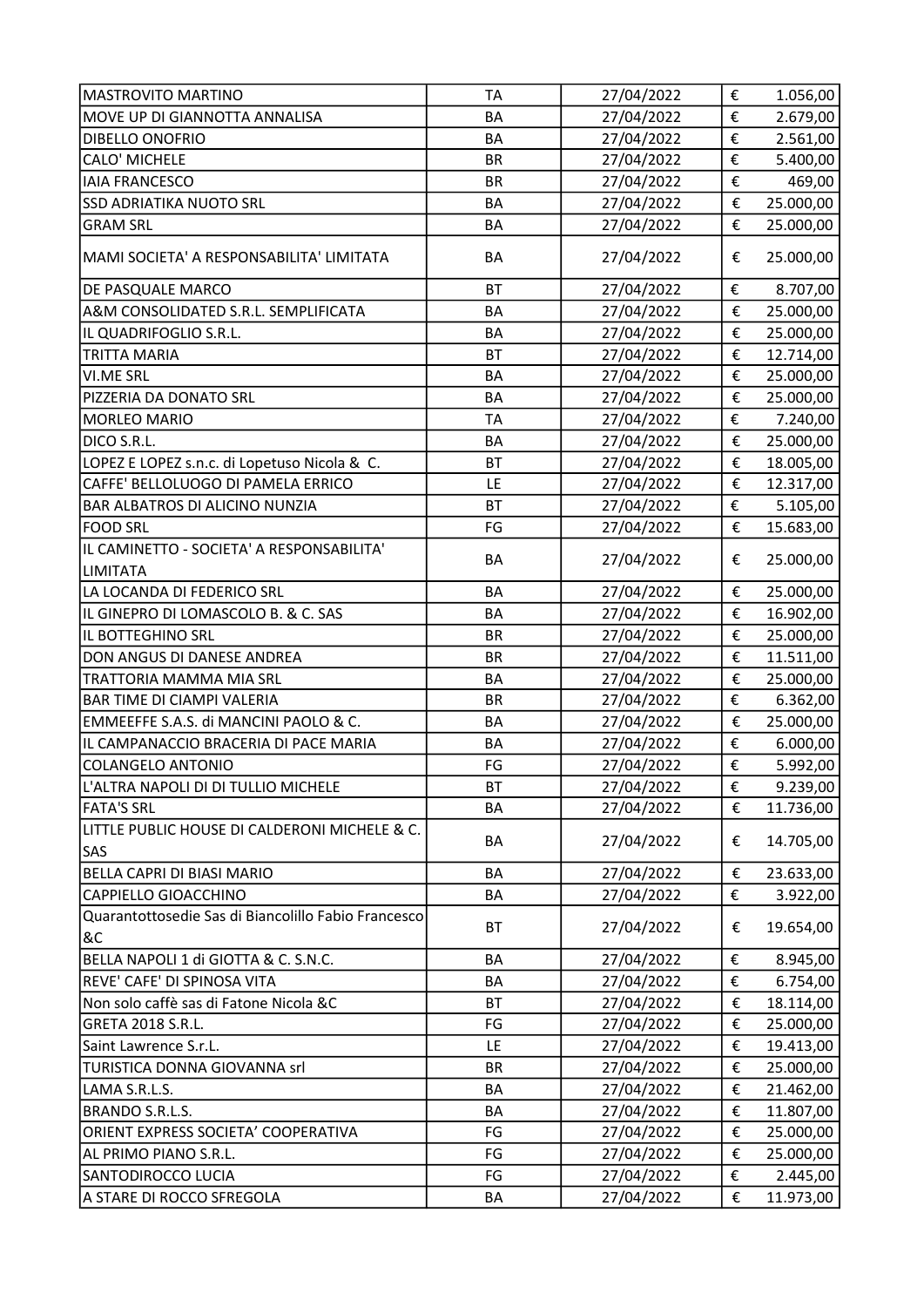| | | | | |
|---|---|---|---|---|
| MASTROVITO MARTINO | TA | 27/04/2022 | € | 1.056,00 |
| MOVE UP DI GIANNOTTA ANNALISA | BA | 27/04/2022 | € | 2.679,00 |
| DIBELLO ONOFRIO | BA | 27/04/2022 | € | 2.561,00 |
| CALO' MICHELE | BR | 27/04/2022 | € | 5.400,00 |
| IAIA FRANCESCO | BR | 27/04/2022 | € | 469,00 |
| SSD ADRIATIKA NUOTO SRL | BA | 27/04/2022 | € | 25.000,00 |
| GRAM SRL | BA | 27/04/2022 | € | 25.000,00 |
| MAMI SOCIETA' A RESPONSABILITA' LIMITATA | BA | 27/04/2022 | € | 25.000,00 |
| DE PASQUALE MARCO | BT | 27/04/2022 | € | 8.707,00 |
| A&M CONSOLIDATED S.R.L. SEMPLIFICATA | BA | 27/04/2022 | € | 25.000,00 |
| IL QUADRIFOGLIO S.R.L. | BA | 27/04/2022 | € | 25.000,00 |
| TRITTA MARIA | BT | 27/04/2022 | € | 12.714,00 |
| VI.ME SRL | BA | 27/04/2022 | € | 25.000,00 |
| PIZZERIA DA DONATO SRL | BA | 27/04/2022 | € | 25.000,00 |
| MORLEO MARIO | TA | 27/04/2022 | € | 7.240,00 |
| DICO S.R.L. | BA | 27/04/2022 | € | 25.000,00 |
| LOPEZ E LOPEZ s.n.c. di Lopetuso Nicola & C. | BT | 27/04/2022 | € | 18.005,00 |
| CAFFE' BELLOLUOGO DI PAMELA ERRICO | LE | 27/04/2022 | € | 12.317,00 |
| BAR ALBATROS DI ALICINO NUNZIA | BT | 27/04/2022 | € | 5.105,00 |
| FOOD SRL | FG | 27/04/2022 | € | 15.683,00 |
| IL CAMINETTO - SOCIETA' A RESPONSABILITA' LIMITATA | BA | 27/04/2022 | € | 25.000,00 |
| LA LOCANDA DI FEDERICO SRL | BA | 27/04/2022 | € | 25.000,00 |
| IL GINEPRO DI LOMASCOLO B. & C. SAS | BA | 27/04/2022 | € | 16.902,00 |
| IL BOTTEGHINO SRL | BR | 27/04/2022 | € | 25.000,00 |
| DON ANGUS DI DANESE ANDREA | BR | 27/04/2022 | € | 11.511,00 |
| TRATTORIA MAMMA MIA SRL | BA | 27/04/2022 | € | 25.000,00 |
| BAR TIME DI CIAMPI VALERIA | BR | 27/04/2022 | € | 6.362,00 |
| EMMEEFFE S.A.S. di MANCINI PAOLO & C. | BA | 27/04/2022 | € | 25.000,00 |
| IL CAMPANACCIO BRACERIA DI PACE MARIA | BA | 27/04/2022 | € | 6.000,00 |
| COLANGELO ANTONIO | FG | 27/04/2022 | € | 5.992,00 |
| L'ALTRA NAPOLI DI DI TULLIO MICHELE | BT | 27/04/2022 | € | 9.239,00 |
| FATA'S SRL | BA | 27/04/2022 | € | 11.736,00 |
| LITTLE PUBLIC HOUSE DI CALDERONI MICHELE & C. SAS | BA | 27/04/2022 | € | 14.705,00 |
| BELLA CAPRI DI BIASI MARIO | BA | 27/04/2022 | € | 23.633,00 |
| CAPPIELLO GIOACCHINO | BA | 27/04/2022 | € | 3.922,00 |
| Quarantottosedie Sas di Biancolillo Fabio Francesco &C | BT | 27/04/2022 | € | 19.654,00 |
| BELLA NAPOLI 1 di GIOTTA & C. S.N.C. | BA | 27/04/2022 | € | 8.945,00 |
| REVE' CAFE' DI SPINOSA VITA | BA | 27/04/2022 | € | 6.754,00 |
| Non solo caffè sas di Fatone Nicola &C | BT | 27/04/2022 | € | 18.114,00 |
| GRETA 2018 S.R.L. | FG | 27/04/2022 | € | 25.000,00 |
| Saint Lawrence S.r.l. | LE | 27/04/2022 | € | 19.413,00 |
| TURISTICA DONNA GIOVANNA srl | BR | 27/04/2022 | € | 25.000,00 |
| LAMA S.R.L.S. | BA | 27/04/2022 | € | 21.462,00 |
| BRANDO S.R.L.S. | BA | 27/04/2022 | € | 11.807,00 |
| ORIENT EXPRESS SOCIETA' COOPERATIVA | FG | 27/04/2022 | € | 25.000,00 |
| AL PRIMO PIANO S.R.L. | FG | 27/04/2022 | € | 25.000,00 |
| SANTODIROCCO LUCIA | FG | 27/04/2022 | € | 2.445,00 |
| A STARE DI ROCCO SFREGOLA | BA | 27/04/2022 | € | 11.973,00 |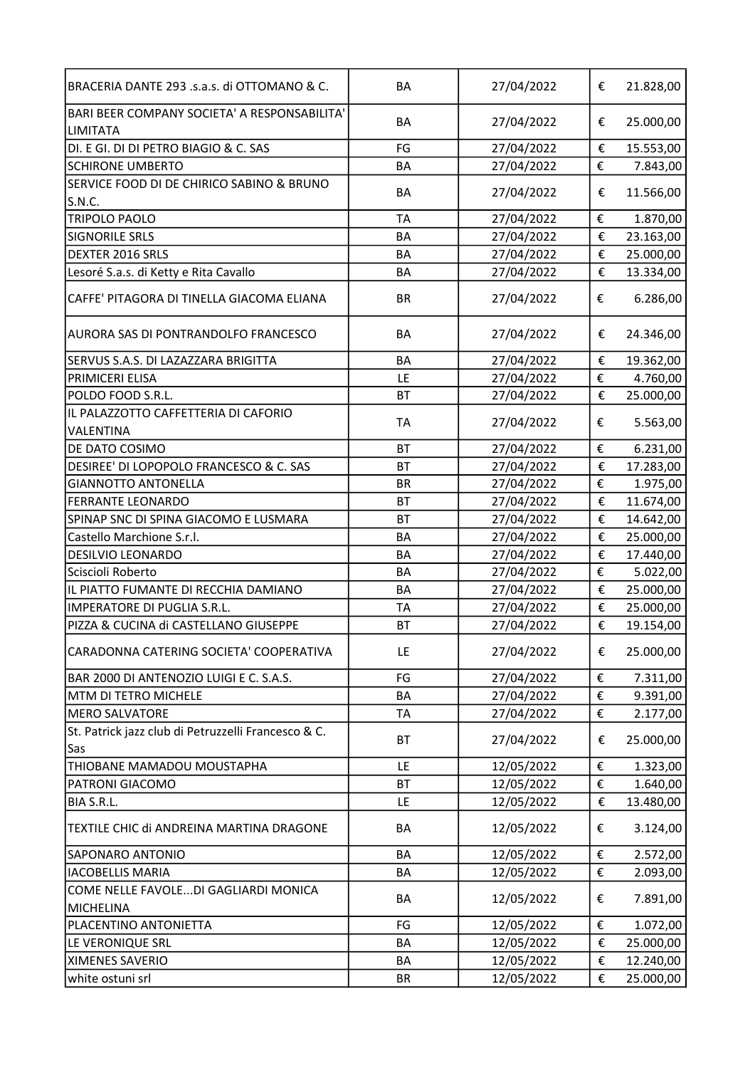| | | | | |
|---|---|---|---|---|
| BRACERIA DANTE 293 .s.a.s. di OTTOMANO & C. | BA | 27/04/2022 | € | 21.828,00 |
| BARI BEER COMPANY SOCIETA' A RESPONSABILITA' LIMITATA | BA | 27/04/2022 | € | 25.000,00 |
| DI. E GI. DI DI PETRO BIAGIO & C. SAS | FG | 27/04/2022 | € | 15.553,00 |
| SCHIRONE UMBERTO | BA | 27/04/2022 | € | 7.843,00 |
| SERVICE FOOD DI DE CHIRICO SABINO & BRUNO S.N.C. | BA | 27/04/2022 | € | 11.566,00 |
| TRIPOLO PAOLO | TA | 27/04/2022 | € | 1.870,00 |
| SIGNORILE SRLS | BA | 27/04/2022 | € | 23.163,00 |
| DEXTER 2016 SRLS | BA | 27/04/2022 | € | 25.000,00 |
| Lesoré S.a.s. di Ketty e Rita Cavallo | BA | 27/04/2022 | € | 13.334,00 |
| CAFFE' PITAGORA DI TINELLA GIACOMA ELIANA | BR | 27/04/2022 | € | 6.286,00 |
| AURORA SAS DI PONTRANDOLFO FRANCESCO | BA | 27/04/2022 | € | 24.346,00 |
| SERVUS S.A.S. DI LAZAZZARA BRIGITTA | BA | 27/04/2022 | € | 19.362,00 |
| PRIMICERI ELISA | LE | 27/04/2022 | € | 4.760,00 |
| POLDO FOOD S.R.L. | BT | 27/04/2022 | € | 25.000,00 |
| IL PALAZZOTTO CAFFETTERIA DI CAFORIO VALENTINA | TA | 27/04/2022 | € | 5.563,00 |
| DE DATO COSIMO | BT | 27/04/2022 | € | 6.231,00 |
| DESIREE' DI LOPOPOLO FRANCESCO & C. SAS | BT | 27/04/2022 | € | 17.283,00 |
| GIANNOTTO ANTONELLA | BR | 27/04/2022 | € | 1.975,00 |
| FERRANTE LEONARDO | BT | 27/04/2022 | € | 11.674,00 |
| SPINAP SNC DI SPINA GIACOMO E LUSMARA | BT | 27/04/2022 | € | 14.642,00 |
| Castello Marchione S.r.l. | BA | 27/04/2022 | € | 25.000,00 |
| DESILVIO LEONARDO | BA | 27/04/2022 | € | 17.440,00 |
| Sciscioli Roberto | BA | 27/04/2022 | € | 5.022,00 |
| IL PIATTO FUMANTE DI RECCHIA DAMIANO | BA | 27/04/2022 | € | 25.000,00 |
| IMPERATORE DI PUGLIA S.R.L. | TA | 27/04/2022 | € | 25.000,00 |
| PIZZA & CUCINA di CASTELLANO GIUSEPPE | BT | 27/04/2022 | € | 19.154,00 |
| CARADONNA CATERING SOCIETA' COOPERATIVA | LE | 27/04/2022 | € | 25.000,00 |
| BAR 2000 DI ANTENOZIO LUIGI E C. S.A.S. | FG | 27/04/2022 | € | 7.311,00 |
| MTM DI TETRO MICHELE | BA | 27/04/2022 | € | 9.391,00 |
| MERO SALVATORE | TA | 27/04/2022 | € | 2.177,00 |
| St. Patrick jazz club di Petruzzelli Francesco & C. Sas | BT | 27/04/2022 | € | 25.000,00 |
| THIOBANE MAMADOU MOUSTAPHA | LE | 12/05/2022 | € | 1.323,00 |
| PATRONI GIACOMO | BT | 12/05/2022 | € | 1.640,00 |
| BIA S.R.L. | LE | 12/05/2022 | € | 13.480,00 |
| TEXTILE CHIC di ANDREINA MARTINA DRAGONE | BA | 12/05/2022 | € | 3.124,00 |
| SAPONARO ANTONIO | BA | 12/05/2022 | € | 2.572,00 |
| IACOBELLIS MARIA | BA | 12/05/2022 | € | 2.093,00 |
| COME NELLE FAVOLE...DI GAGLIARDI MONICA MICHELINA | BA | 12/05/2022 | € | 7.891,00 |
| PLACENTINO ANTONIETTA | FG | 12/05/2022 | € | 1.072,00 |
| LE VERONIQUE SRL | BA | 12/05/2022 | € | 25.000,00 |
| XIMENES SAVERIO | BA | 12/05/2022 | € | 12.240,00 |
| white ostuni srl | BR | 12/05/2022 | € | 25.000,00 |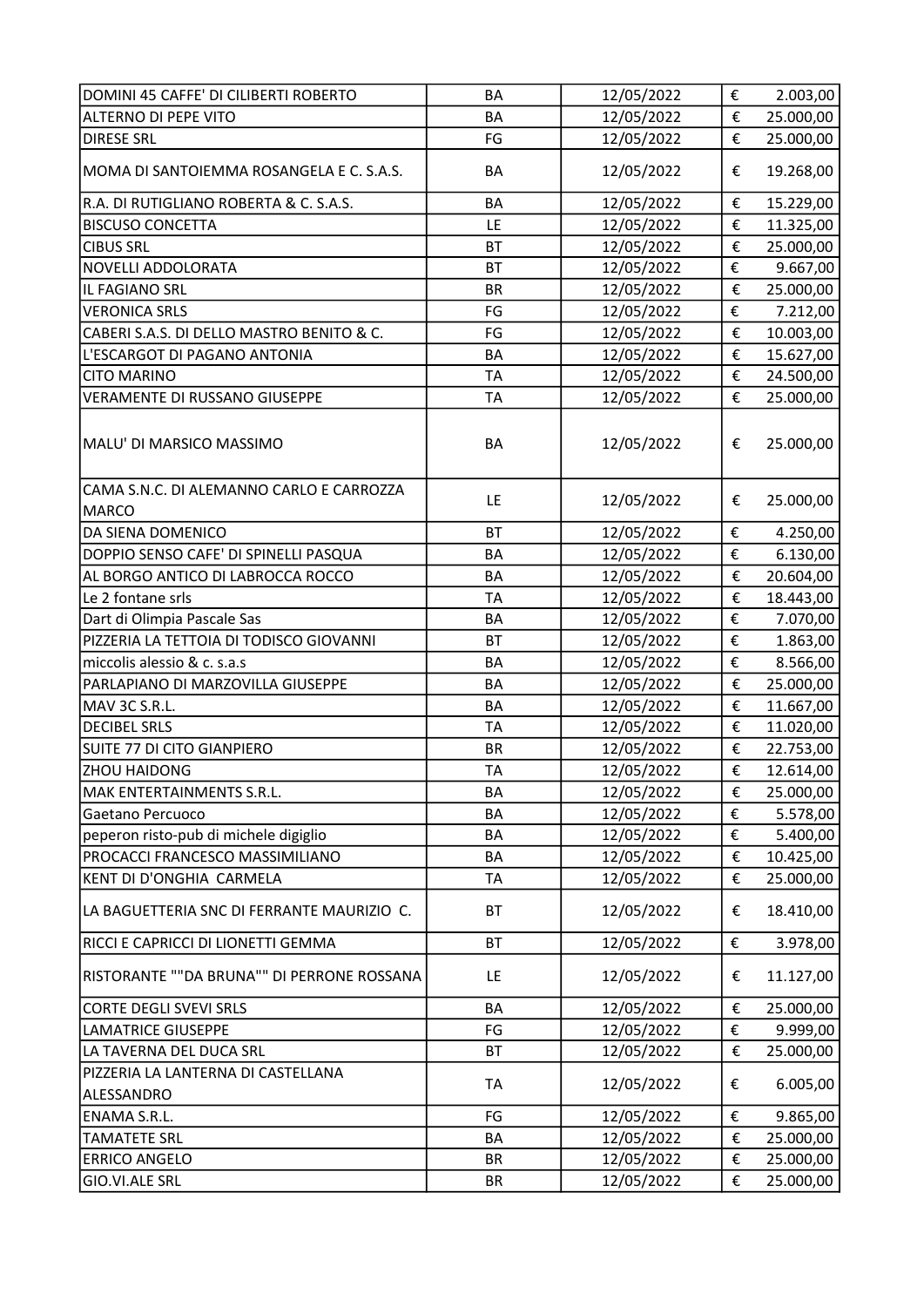| | | | |
|---|---|---|---|
| DOMINI 45 CAFFE' DI CILIBERTI ROBERTO | BA | 12/05/2022 | € 2.003,00 |
| ALTERNO DI PEPE VITO | BA | 12/05/2022 | € 25.000,00 |
| DIRESE SRL | FG | 12/05/2022 | € 25.000,00 |
| MOMA DI SANTOIEMMA ROSANGELA E C. S.A.S. | BA | 12/05/2022 | € 19.268,00 |
| R.A. DI RUTIGLIANO ROBERTA & C. S.A.S. | BA | 12/05/2022 | € 15.229,00 |
| BISCUSO CONCETTA | LE | 12/05/2022 | € 11.325,00 |
| CIBUS SRL | BT | 12/05/2022 | € 25.000,00 |
| NOVELLI ADDOLORATA | BT | 12/05/2022 | € 9.667,00 |
| IL FAGIANO SRL | BR | 12/05/2022 | € 25.000,00 |
| VERONICA SRLS | FG | 12/05/2022 | € 7.212,00 |
| CABERI S.A.S. DI DELLO MASTRO BENITO & C. | FG | 12/05/2022 | € 10.003,00 |
| L'ESCARGOT DI PAGANO ANTONIA | BA | 12/05/2022 | € 15.627,00 |
| CITO MARINO | TA | 12/05/2022 | € 24.500,00 |
| VERAMENTE DI RUSSANO GIUSEPPE | TA | 12/05/2022 | € 25.000,00 |
| MALU' DI MARSICO MASSIMO | BA | 12/05/2022 | € 25.000,00 |
| CAMA S.N.C. DI ALEMANNO CARLO E CARROZZA MARCO | LE | 12/05/2022 | € 25.000,00 |
| DA SIENA DOMENICO | BT | 12/05/2022 | € 4.250,00 |
| DOPPIO SENSO CAFE' DI SPINELLI PASQUA | BA | 12/05/2022 | € 6.130,00 |
| AL BORGO ANTICO DI LABROCCA ROCCO | BA | 12/05/2022 | € 20.604,00 |
| Le 2 fontane srls | TA | 12/05/2022 | € 18.443,00 |
| Dart di Olimpia Pascale Sas | BA | 12/05/2022 | € 7.070,00 |
| PIZZERIA LA TETTOIA DI TODISCO GIOVANNI | BT | 12/05/2022 | € 1.863,00 |
| miccolis alessio & c. s.a.s | BA | 12/05/2022 | € 8.566,00 |
| PARLAPIANO DI MARZOVILLA GIUSEPPE | BA | 12/05/2022 | € 25.000,00 |
| MAV 3C S.R.L. | BA | 12/05/2022 | € 11.667,00 |
| DECIBEL SRLS | TA | 12/05/2022 | € 11.020,00 |
| SUITE 77 DI CITO GIANPIERO | BR | 12/05/2022 | € 22.753,00 |
| ZHOU HAIDONG | TA | 12/05/2022 | € 12.614,00 |
| MAK ENTERTAINMENTS S.R.L. | BA | 12/05/2022 | € 25.000,00 |
| Gaetano Percuoco | BA | 12/05/2022 | € 5.578,00 |
| peperon risto-pub di michele digiglio | BA | 12/05/2022 | € 5.400,00 |
| PROCACCI FRANCESCO MASSIMILIANO | BA | 12/05/2022 | € 10.425,00 |
| KENT DI D'ONGHIA CARMELA | TA | 12/05/2022 | € 25.000,00 |
| LA BAGUETTERIA SNC DI FERRANTE MAURIZIO C. | BT | 12/05/2022 | € 18.410,00 |
| RICCI E CAPRICCI DI LIONETTI GEMMA | BT | 12/05/2022 | € 3.978,00 |
| RISTORANTE ""DA BRUNA"" DI PERRONE ROSSANA | LE | 12/05/2022 | € 11.127,00 |
| CORTE DEGLI SVEVI SRLS | BA | 12/05/2022 | € 25.000,00 |
| LAMATRICE GIUSEPPE | FG | 12/05/2022 | € 9.999,00 |
| LA TAVERNA DEL DUCA SRL | BT | 12/05/2022 | € 25.000,00 |
| PIZZERIA LA LANTERNA DI CASTELLANA ALESSANDRO | TA | 12/05/2022 | € 6.005,00 |
| ENAMA S.R.L. | FG | 12/05/2022 | € 9.865,00 |
| TAMATETE SRL | BA | 12/05/2022 | € 25.000,00 |
| ERRICO ANGELO | BR | 12/05/2022 | € 25.000,00 |
| GIO.VI.ALE SRL | BR | 12/05/2022 | € 25.000,00 |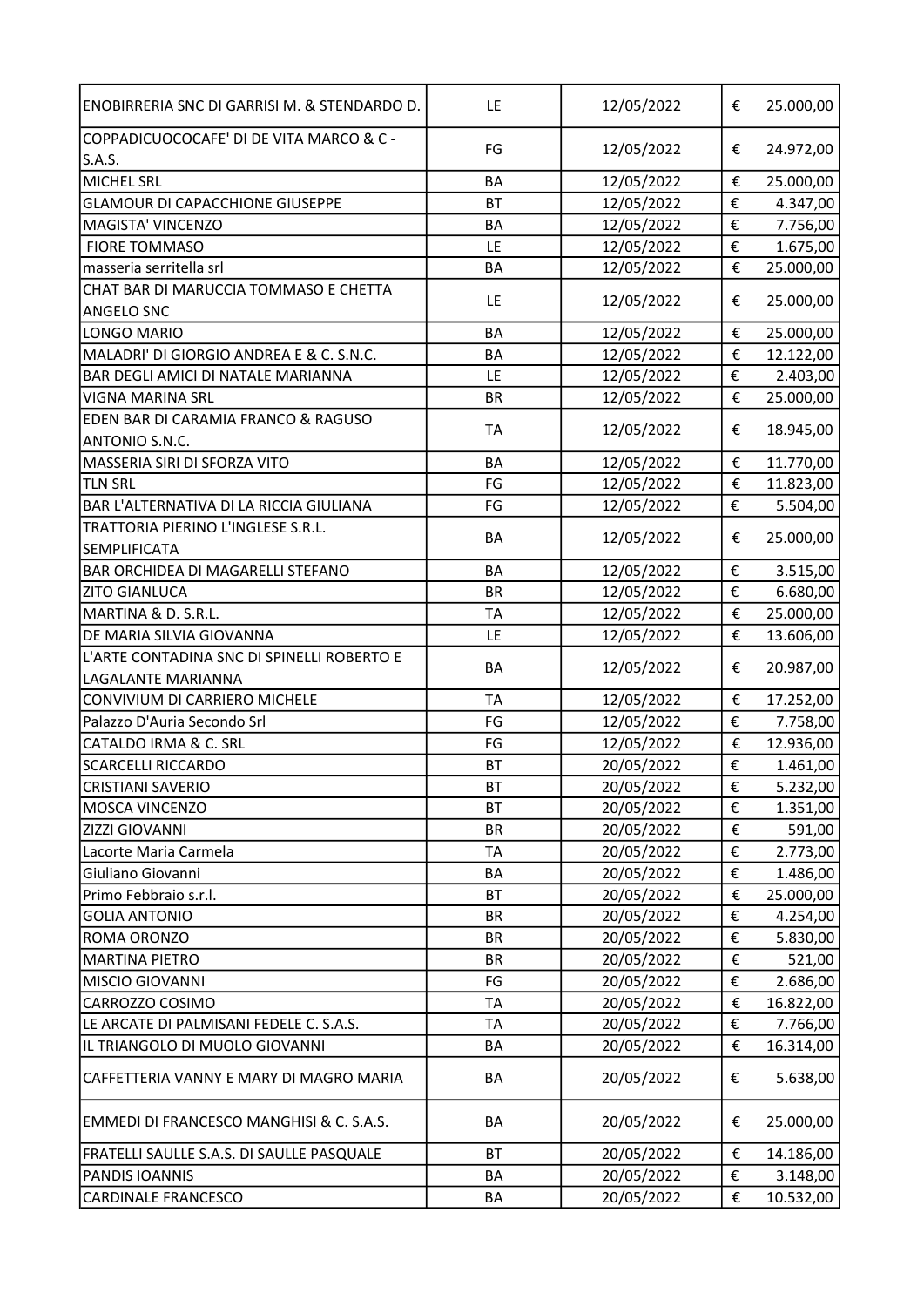| | | | |
|---|---|---|---|
| ENOBIRRERIA SNC DI GARRISI M. & STENDARDO D. | LE | 12/05/2022 | € 25.000,00 |
| COPPADICUOCOCAFE' DI DE VITA MARCO & C - S.A.S. | FG | 12/05/2022 | € 24.972,00 |
| MICHEL SRL | BA | 12/05/2022 | € 25.000,00 |
| GLAMOUR DI CAPACCHIONE GIUSEPPE | BT | 12/05/2022 | € 4.347,00 |
| MAGISTA' VINCENZO | BA | 12/05/2022 | € 7.756,00 |
| FIORE TOMMASO | LE | 12/05/2022 | € 1.675,00 |
| masseria serritella srl | BA | 12/05/2022 | € 25.000,00 |
| CHAT BAR DI MARUCCIA TOMMASO E CHETTA ANGELO SNC | LE | 12/05/2022 | € 25.000,00 |
| LONGO MARIO | BA | 12/05/2022 | € 25.000,00 |
| MALADRI' DI GIORGIO ANDREA E & C. S.N.C. | BA | 12/05/2022 | € 12.122,00 |
| BAR DEGLI AMICI DI NATALE MARIANNA | LE | 12/05/2022 | € 2.403,00 |
| VIGNA MARINA SRL | BR | 12/05/2022 | € 25.000,00 |
| EDEN BAR DI CARAMIA FRANCO & RAGUSO ANTONIO S.N.C. | TA | 12/05/2022 | € 18.945,00 |
| MASSERIA SIRI DI SFORZA VITO | BA | 12/05/2022 | € 11.770,00 |
| TLN SRL | FG | 12/05/2022 | € 11.823,00 |
| BAR L'ALTERNATIVA DI LA RICCIA GIULIANA | FG | 12/05/2022 | € 5.504,00 |
| TRATTORIA PIERINO L'INGLESE S.R.L. SEMPLIFICATA | BA | 12/05/2022 | € 25.000,00 |
| BAR ORCHIDEA DI MAGARELLI STEFANO | BA | 12/05/2022 | € 3.515,00 |
| ZITO GIANLUCA | BR | 12/05/2022 | € 6.680,00 |
| MARTINA & D. S.R.L. | TA | 12/05/2022 | € 25.000,00 |
| DE MARIA SILVIA GIOVANNA | LE | 12/05/2022 | € 13.606,00 |
| L'ARTE CONTADINA SNC DI SPINELLI ROBERTO E LAGALANTE MARIANNA | BA | 12/05/2022 | € 20.987,00 |
| CONVIVIUM DI CARRIERO MICHELE | TA | 12/05/2022 | € 17.252,00 |
| Palazzo D'Auria Secondo Srl | FG | 12/05/2022 | € 7.758,00 |
| CATALDO IRMA & C. SRL | FG | 12/05/2022 | € 12.936,00 |
| SCARCELLI RICCARDO | BT | 20/05/2022 | € 1.461,00 |
| CRISTIANI SAVERIO | BT | 20/05/2022 | € 5.232,00 |
| MOSCA VINCENZO | BT | 20/05/2022 | € 1.351,00 |
| ZIZZI GIOVANNI | BR | 20/05/2022 | € 591,00 |
| Lacorte Maria Carmela | TA | 20/05/2022 | € 2.773,00 |
| Giuliano Giovanni | BA | 20/05/2022 | € 1.486,00 |
| Primo Febbraio s.r.l. | BT | 20/05/2022 | € 25.000,00 |
| GOLIA ANTONIO | BR | 20/05/2022 | € 4.254,00 |
| ROMA ORONZO | BR | 20/05/2022 | € 5.830,00 |
| MARTINA PIETRO | BR | 20/05/2022 | € 521,00 |
| MISCIO GIOVANNI | FG | 20/05/2022 | € 2.686,00 |
| CARROZZO COSIMO | TA | 20/05/2022 | € 16.822,00 |
| LE ARCATE DI PALMISANI FEDELE C. S.A.S. | TA | 20/05/2022 | € 7.766,00 |
| IL TRIANGOLO DI MUOLO GIOVANNI | BA | 20/05/2022 | € 16.314,00 |
| CAFFETTERIA VANNY E MARY DI MAGRO MARIA | BA | 20/05/2022 | € 5.638,00 |
| EMMEDI DI FRANCESCO MANGHISI & C. S.A.S. | BA | 20/05/2022 | € 25.000,00 |
| FRATELLI SAULLE S.A.S. DI SAULLE PASQUALE | BT | 20/05/2022 | € 14.186,00 |
| PANDIS IOANNIS | BA | 20/05/2022 | € 3.148,00 |
| CARDINALE FRANCESCO | BA | 20/05/2022 | € 10.532,00 |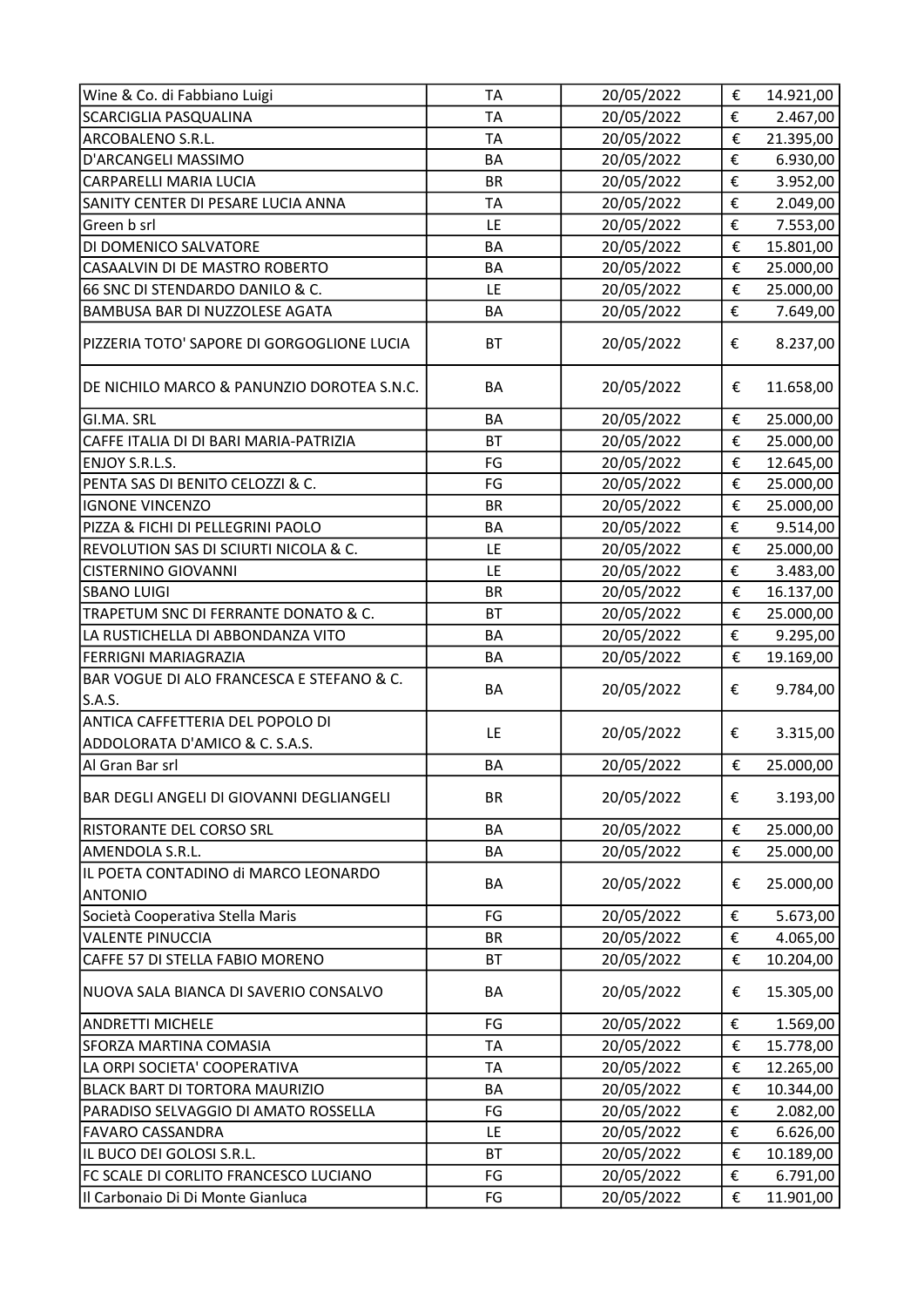| | | | | |
|---|---|---|---|---|
| Wine & Co. di Fabbiano Luigi | TA | 20/05/2022 | € | 14.921,00 |
| SCARCIGLIA PASQUALINA | TA | 20/05/2022 | € | 2.467,00 |
| ARCOBALENO S.R.L. | TA | 20/05/2022 | € | 21.395,00 |
| D'ARCANGELI MASSIMO | BA | 20/05/2022 | € | 6.930,00 |
| CARPARELLI MARIA LUCIA | BR | 20/05/2022 | € | 3.952,00 |
| SANITY CENTER DI PESARE LUCIA ANNA | TA | 20/05/2022 | € | 2.049,00 |
| Green b srl | LE | 20/05/2022 | € | 7.553,00 |
| DI DOMENICO SALVATORE | BA | 20/05/2022 | € | 15.801,00 |
| CASAALVIN DI DE MASTRO ROBERTO | BA | 20/05/2022 | € | 25.000,00 |
| 66 SNC DI STENDARDO DANILO & C. | LE | 20/05/2022 | € | 25.000,00 |
| BAMBUSA BAR DI NUZZOLESE AGATA | BA | 20/05/2022 | € | 7.649,00 |
| PIZZERIA TOTO' SAPORE DI GORGOGLIONE LUCIA | BT | 20/05/2022 | € | 8.237,00 |
| DE NICHILO MARCO & PANUNZIO DOROTEA S.N.C. | BA | 20/05/2022 | € | 11.658,00 |
| GI.MA. SRL | BA | 20/05/2022 | € | 25.000,00 |
| CAFFE ITALIA DI DI BARI MARIA-PATRIZIA | BT | 20/05/2022 | € | 25.000,00 |
| ENJOY S.R.L.S. | FG | 20/05/2022 | € | 12.645,00 |
| PENTA SAS DI BENITO CELOZZI & C. | FG | 20/05/2022 | € | 25.000,00 |
| IGNONE VINCENZO | BR | 20/05/2022 | € | 25.000,00 |
| PIZZA & FICHI DI PELLEGRINI PAOLO | BA | 20/05/2022 | € | 9.514,00 |
| REVOLUTION SAS DI SCIURTI NICOLA & C. | LE | 20/05/2022 | € | 25.000,00 |
| CISTERNINO GIOVANNI | LE | 20/05/2022 | € | 3.483,00 |
| SBANO LUIGI | BR | 20/05/2022 | € | 16.137,00 |
| TRAPETUM SNC DI FERRANTE DONATO & C. | BT | 20/05/2022 | € | 25.000,00 |
| LA RUSTICHELLA DI ABBONDANZA VITO | BA | 20/05/2022 | € | 9.295,00 |
| FERRIGNI MARIAGRAZIA | BA | 20/05/2022 | € | 19.169,00 |
| BAR VOGUE DI ALO FRANCESCA E STEFANO & C. S.A.S. | BA | 20/05/2022 | € | 9.784,00 |
| ANTICA CAFFETTERIA DEL POPOLO DI ADDOLORATA D'AMICO & C. S.A.S. | LE | 20/05/2022 | € | 3.315,00 |
| Al Gran Bar srl | BA | 20/05/2022 | € | 25.000,00 |
| BAR DEGLI ANGELI DI GIOVANNI DEGLIANGELI | BR | 20/05/2022 | € | 3.193,00 |
| RISTORANTE DEL CORSO SRL | BA | 20/05/2022 | € | 25.000,00 |
| AMENDOLA S.R.L. | BA | 20/05/2022 | € | 25.000,00 |
| IL POETA CONTADINO di MARCO LEONARDO ANTONIO | BA | 20/05/2022 | € | 25.000,00 |
| Società Cooperativa Stella Maris | FG | 20/05/2022 | € | 5.673,00 |
| VALENTE PINUCCIA | BR | 20/05/2022 | € | 4.065,00 |
| CAFFE 57 DI STELLA FABIO MORENO | BT | 20/05/2022 | € | 10.204,00 |
| NUOVA SALA BIANCA DI SAVERIO CONSALVO | BA | 20/05/2022 | € | 15.305,00 |
| ANDRETTI MICHELE | FG | 20/05/2022 | € | 1.569,00 |
| SFORZA MARTINA COMASIA | TA | 20/05/2022 | € | 15.778,00 |
| LA ORPI SOCIETA' COOPERATIVA | TA | 20/05/2022 | € | 12.265,00 |
| BLACK BART DI TORTORA MAURIZIO | BA | 20/05/2022 | € | 10.344,00 |
| PARADISO SELVAGGIO DI AMATO ROSSELLA | FG | 20/05/2022 | € | 2.082,00 |
| FAVARO CASSANDRA | LE | 20/05/2022 | € | 6.626,00 |
| IL BUCO DEI GOLOSI S.R.L. | BT | 20/05/2022 | € | 10.189,00 |
| FC SCALE DI CORLITO FRANCESCO LUCIANO | FG | 20/05/2022 | € | 6.791,00 |
| Il Carbonaio Di Di Monte Gianluca | FG | 20/05/2022 | € | 11.901,00 |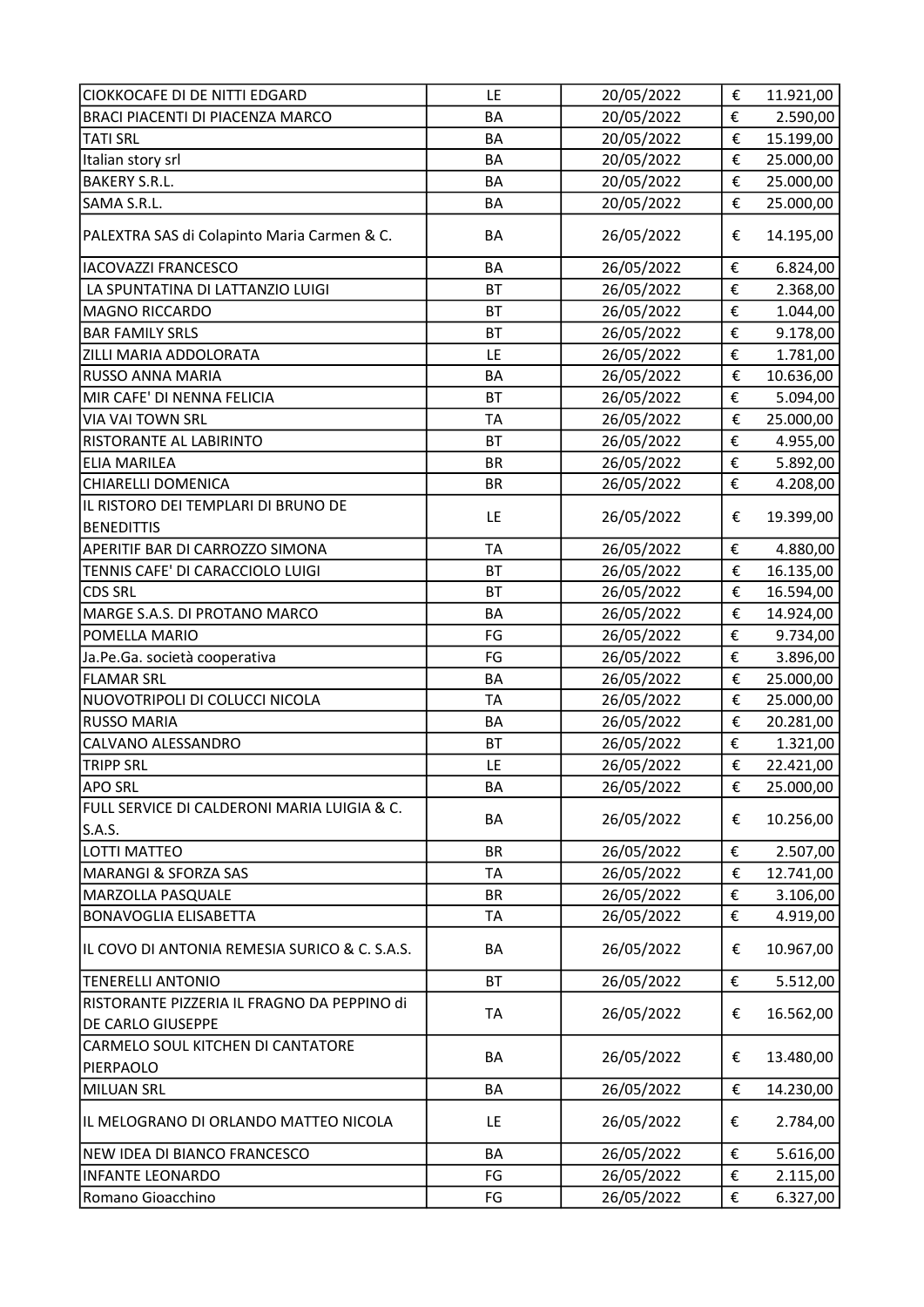| | | | | |
|---|---|---|---|---|
| CIOKKOCAFE DI DE NITTI EDGARD | LE | 20/05/2022 | € | 11.921,00 |
| BRACI PIACENTI DI PIACENZA MARCO | BA | 20/05/2022 | € | 2.590,00 |
| TATI SRL | BA | 20/05/2022 | € | 15.199,00 |
| Italian story srl | BA | 20/05/2022 | € | 25.000,00 |
| BAKERY S.R.L. | BA | 20/05/2022 | € | 25.000,00 |
| SAMA S.R.L. | BA | 20/05/2022 | € | 25.000,00 |
| PALEXTRA SAS di Colapinto Maria Carmen & C. | BA | 26/05/2022 | € | 14.195,00 |
| IACOVAZZI FRANCESCO | BA | 26/05/2022 | € | 6.824,00 |
| LA SPUNTATINA DI LATTANZIO LUIGI | BT | 26/05/2022 | € | 2.368,00 |
| MAGNO RICCARDO | BT | 26/05/2022 | € | 1.044,00 |
| BAR FAMILY SRLS | BT | 26/05/2022 | € | 9.178,00 |
| ZILLI MARIA ADDOLORATA | LE | 26/05/2022 | € | 1.781,00 |
| RUSSO ANNA MARIA | BA | 26/05/2022 | € | 10.636,00 |
| MIR CAFE' DI NENNA FELICIA | BT | 26/05/2022 | € | 5.094,00 |
| VIA VAI TOWN SRL | TA | 26/05/2022 | € | 25.000,00 |
| RISTORANTE AL LABIRINTO | BT | 26/05/2022 | € | 4.955,00 |
| ELIA MARILEA | BR | 26/05/2022 | € | 5.892,00 |
| CHIARELLI DOMENICA | BR | 26/05/2022 | € | 4.208,00 |
| IL RISTORO DEI TEMPLARI DI BRUNO DE BENEDITTIS | LE | 26/05/2022 | € | 19.399,00 |
| APERITIF BAR DI CARROZZO SIMONA | TA | 26/05/2022 | € | 4.880,00 |
| TENNIS CAFE' DI CARACCIOLO LUIGI | BT | 26/05/2022 | € | 16.135,00 |
| CDS SRL | BT | 26/05/2022 | € | 16.594,00 |
| MARGE S.A.S. DI PROTANO MARCO | BA | 26/05/2022 | € | 14.924,00 |
| POMELLA MARIO | FG | 26/05/2022 | € | 9.734,00 |
| Ja.Pe.Ga. società cooperativa | FG | 26/05/2022 | € | 3.896,00 |
| FLAMAR SRL | BA | 26/05/2022 | € | 25.000,00 |
| NUOVOTRIPOLI DI COLUCCI NICOLA | TA | 26/05/2022 | € | 25.000,00 |
| RUSSO MARIA | BA | 26/05/2022 | € | 20.281,00 |
| CALVANO ALESSANDRO | BT | 26/05/2022 | € | 1.321,00 |
| TRIPP SRL | LE | 26/05/2022 | € | 22.421,00 |
| APO SRL | BA | 26/05/2022 | € | 25.000,00 |
| FULL SERVICE DI CALDERONI MARIA LUIGIA & C. S.A.S. | BA | 26/05/2022 | € | 10.256,00 |
| LOTTI MATTEO | BR | 26/05/2022 | € | 2.507,00 |
| MARANGI & SFORZA SAS | TA | 26/05/2022 | € | 12.741,00 |
| MARZOLLA PASQUALE | BR | 26/05/2022 | € | 3.106,00 |
| BONAVOGLIA ELISABETTA | TA | 26/05/2022 | € | 4.919,00 |
| IL COVO DI ANTONIA REMESIA SURICO & C. S.A.S. | BA | 26/05/2022 | € | 10.967,00 |
| TENERELLI ANTONIO | BT | 26/05/2022 | € | 5.512,00 |
| RISTORANTE PIZZERIA IL FRAGNO DA PEPPINO di DE CARLO GIUSEPPE | TA | 26/05/2022 | € | 16.562,00 |
| CARMELO SOUL KITCHEN DI CANTATORE PIERPAOLO | BA | 26/05/2022 | € | 13.480,00 |
| MILUAN SRL | BA | 26/05/2022 | € | 14.230,00 |
| IL MELOGRANO DI ORLANDO MATTEO NICOLA | LE | 26/05/2022 | € | 2.784,00 |
| NEW IDEA DI BIANCO FRANCESCO | BA | 26/05/2022 | € | 5.616,00 |
| INFANTE LEONARDO | FG | 26/05/2022 | € | 2.115,00 |
| Romano Gioacchino | FG | 26/05/2022 | € | 6.327,00 |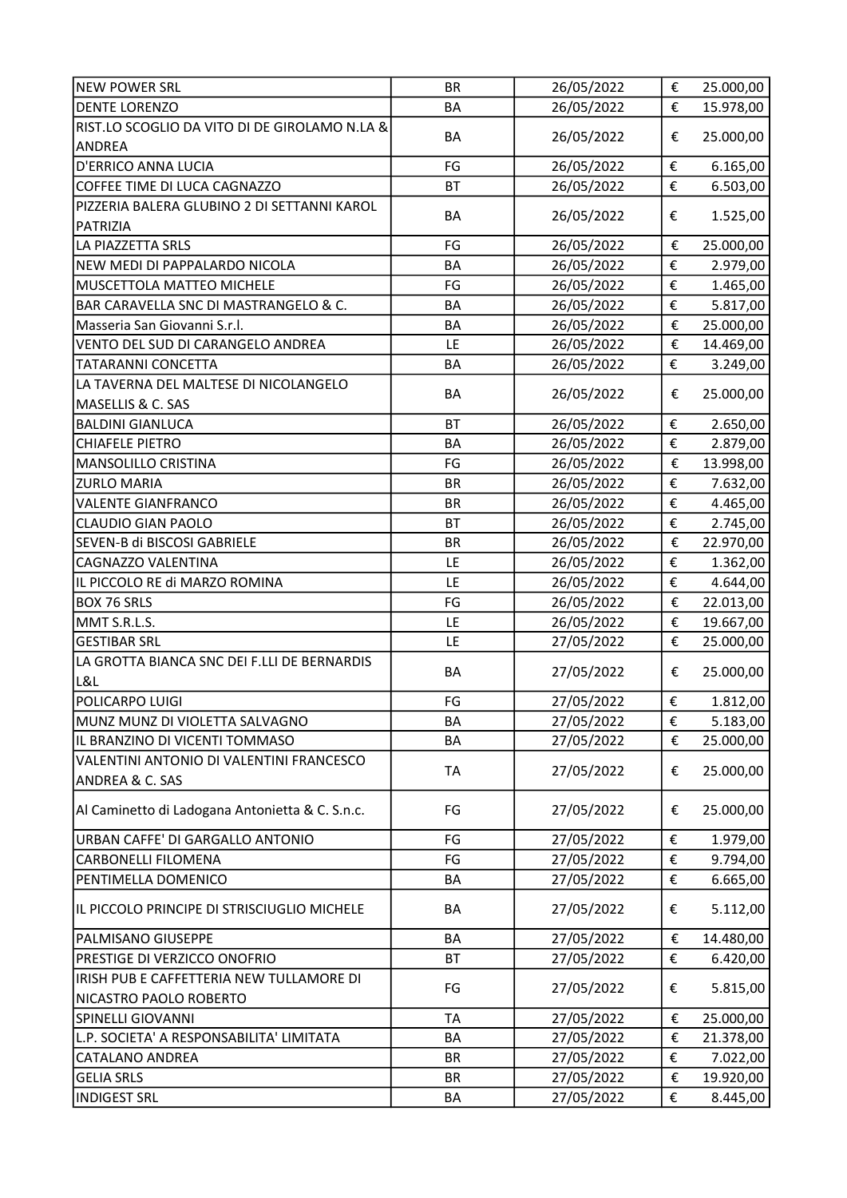| | | | | |
|---|---|---|---|---|
| NEW POWER SRL | BR | 26/05/2022 | € | 25.000,00 |
| DENTE LORENZO | BA | 26/05/2022 | € | 15.978,00 |
| RIST.LO SCOGLIO DA VITO DI DE GIROLAMO N.LA & ANDREA | BA | 26/05/2022 | € | 25.000,00 |
| D'ERRICO ANNA LUCIA | FG | 26/05/2022 | € | 6.165,00 |
| COFFEE TIME DI LUCA CAGNAZZO | BT | 26/05/2022 | € | 6.503,00 |
| PIZZERIA BALERA GLUBINO 2 DI SETTANNI KAROL PATRIZIA | BA | 26/05/2022 | € | 1.525,00 |
| LA PIAZZETTA SRLS | FG | 26/05/2022 | € | 25.000,00 |
| NEW MEDI DI PAPPALARDO NICOLA | BA | 26/05/2022 | € | 2.979,00 |
| MUSCETTOLA MATTEO MICHELE | FG | 26/05/2022 | € | 1.465,00 |
| BAR CARAVELLA SNC DI MASTRANGELO & C. | BA | 26/05/2022 | € | 5.817,00 |
| Masseria San Giovanni S.r.l. | BA | 26/05/2022 | € | 25.000,00 |
| VENTO DEL SUD DI CARANGELO ANDREA | LE | 26/05/2022 | € | 14.469,00 |
| TATARANNI CONCETTA | BA | 26/05/2022 | € | 3.249,00 |
| LA TAVERNA DEL MALTESE DI NICOLANGELO MASELLIS & C. SAS | BA | 26/05/2022 | € | 25.000,00 |
| BALDINI GIANLUCA | BT | 26/05/2022 | € | 2.650,00 |
| CHIAFELE PIETRO | BA | 26/05/2022 | € | 2.879,00 |
| MANSOLILLO CRISTINA | FG | 26/05/2022 | € | 13.998,00 |
| ZURLO MARIA | BR | 26/05/2022 | € | 7.632,00 |
| VALENTE GIANFRANCO | BR | 26/05/2022 | € | 4.465,00 |
| CLAUDIO GIAN PAOLO | BT | 26/05/2022 | € | 2.745,00 |
| SEVEN-B di BISCOSI GABRIELE | BR | 26/05/2022 | € | 22.970,00 |
| CAGNAZZO VALENTINA | LE | 26/05/2022 | € | 1.362,00 |
| IL PICCOLO RE di MARZO ROMINA | LE | 26/05/2022 | € | 4.644,00 |
| BOX 76 SRLS | FG | 26/05/2022 | € | 22.013,00 |
| MMT S.R.L.S. | LE | 26/05/2022 | € | 19.667,00 |
| GESTIBAR SRL | LE | 27/05/2022 | € | 25.000,00 |
| LA GROTTA BIANCA SNC DEI F.LLI DE BERNARDIS L&L | BA | 27/05/2022 | € | 25.000,00 |
| POLICARPO LUIGI | FG | 27/05/2022 | € | 1.812,00 |
| MUNZ MUNZ DI VIOLETTA SALVAGNO | BA | 27/05/2022 | € | 5.183,00 |
| IL BRANZINO DI VICENTI TOMMASO | BA | 27/05/2022 | € | 25.000,00 |
| VALENTINI ANTONIO DI VALENTINI FRANCESCO ANDREA & C. SAS | TA | 27/05/2022 | € | 25.000,00 |
| Al Caminetto di Ladogana Antonietta & C. S.n.c. | FG | 27/05/2022 | € | 25.000,00 |
| URBAN CAFFE' DI GARGALLO ANTONIO | FG | 27/05/2022 | € | 1.979,00 |
| CARBONELLI FILOMENA | FG | 27/05/2022 | € | 9.794,00 |
| PENTIMELLA DOMENICO | BA | 27/05/2022 | € | 6.665,00 |
| IL PICCOLO PRINCIPE DI STRISCIUGLIO MICHELE | BA | 27/05/2022 | € | 5.112,00 |
| PALMISANO GIUSEPPE | BA | 27/05/2022 | € | 14.480,00 |
| PRESTIGE DI VERZICCO ONOFRIO | BT | 27/05/2022 | € | 6.420,00 |
| IRISH PUB E CAFFETTERIA NEW TULLAMORE DI NICASTRO PAOLO ROBERTO | FG | 27/05/2022 | € | 5.815,00 |
| SPINELLI GIOVANNI | TA | 27/05/2022 | € | 25.000,00 |
| L.P. SOCIETA' A RESPONSABILITA' LIMITATA | BA | 27/05/2022 | € | 21.378,00 |
| CATALANO ANDREA | BR | 27/05/2022 | € | 7.022,00 |
| GELIA SRLS | BR | 27/05/2022 | € | 19.920,00 |
| INDIGEST SRL | BA | 27/05/2022 | € | 8.445,00 |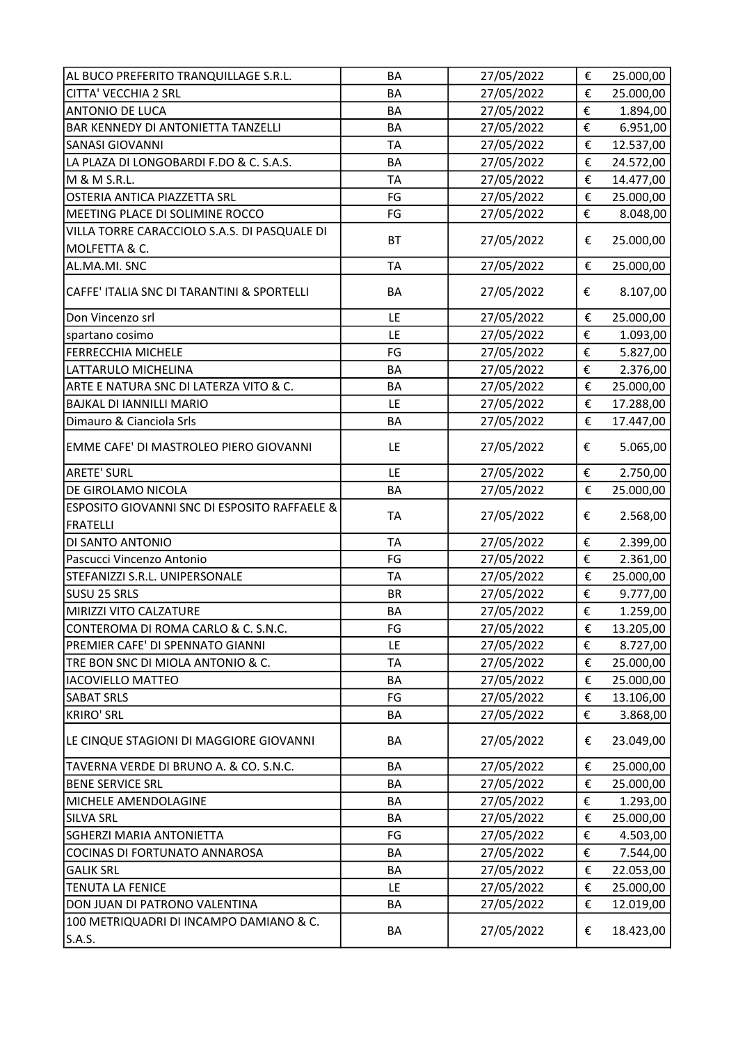| | | | | |
|---|---|---|---|---|
| AL BUCO PREFERITO TRANQUILLAGE S.R.L. | BA | 27/05/2022 | € | 25.000,00 |
| CITTA' VECCHIA 2 SRL | BA | 27/05/2022 | € | 25.000,00 |
| ANTONIO DE LUCA | BA | 27/05/2022 | € | 1.894,00 |
| BAR KENNEDY DI ANTONIETTA TANZELLI | BA | 27/05/2022 | € | 6.951,00 |
| SANASI GIOVANNI | TA | 27/05/2022 | € | 12.537,00 |
| LA PLAZA DI LONGOBARDI F.DO & C. S.A.S. | BA | 27/05/2022 | € | 24.572,00 |
| M & M S.R.L. | TA | 27/05/2022 | € | 14.477,00 |
| OSTERIA ANTICA PIAZZETTA SRL | FG | 27/05/2022 | € | 25.000,00 |
| MEETING PLACE DI SOLIMINE ROCCO | FG | 27/05/2022 | € | 8.048,00 |
| VILLA TORRE CARACCIOLO S.A.S. DI PASQUALE DI MOLFETTA & C. | BT | 27/05/2022 | € | 25.000,00 |
| AL.MA.MI. SNC | TA | 27/05/2022 | € | 25.000,00 |
| CAFFE' ITALIA SNC DI TARANTINI & SPORTELLI | BA | 27/05/2022 | € | 8.107,00 |
| Don Vincenzo srl | LE | 27/05/2022 | € | 25.000,00 |
| spartano cosimo | LE | 27/05/2022 | € | 1.093,00 |
| FERRECCHIA MICHELE | FG | 27/05/2022 | € | 5.827,00 |
| LATTARULO MICHELINA | BA | 27/05/2022 | € | 2.376,00 |
| ARTE E NATURA SNC DI LATERZA VITO & C. | BA | 27/05/2022 | € | 25.000,00 |
| BAJKAL DI IANNILLI MARIO | LE | 27/05/2022 | € | 17.288,00 |
| Dimauro & Cianciola Srls | BA | 27/05/2022 | € | 17.447,00 |
| EMME CAFE' DI MASTROLEO PIERO GIOVANNI | LE | 27/05/2022 | € | 5.065,00 |
| ARETE' SURL | LE | 27/05/2022 | € | 2.750,00 |
| DE GIROLAMO NICOLA | BA | 27/05/2022 | € | 25.000,00 |
| ESPOSITO GIOVANNI SNC DI ESPOSITO RAFFAELE & FRATELLI | TA | 27/05/2022 | € | 2.568,00 |
| DI SANTO ANTONIO | TA | 27/05/2022 | € | 2.399,00 |
| Pascucci Vincenzo Antonio | FG | 27/05/2022 | € | 2.361,00 |
| STEFANIZZI S.R.L. UNIPERSONALE | TA | 27/05/2022 | € | 25.000,00 |
| SUSU 25 SRLS | BR | 27/05/2022 | € | 9.777,00 |
| MIRIZZI VITO CALZATURE | BA | 27/05/2022 | € | 1.259,00 |
| CONTEROMA DI ROMA CARLO & C. S.N.C. | FG | 27/05/2022 | € | 13.205,00 |
| PREMIER CAFE' DI SPENNATO GIANNI | LE | 27/05/2022 | € | 8.727,00 |
| TRE BON SNC DI MIOLA ANTONIO & C. | TA | 27/05/2022 | € | 25.000,00 |
| IACOVIELLO MATTEO | BA | 27/05/2022 | € | 25.000,00 |
| SABAT SRLS | FG | 27/05/2022 | € | 13.106,00 |
| KRIRO' SRL | BA | 27/05/2022 | € | 3.868,00 |
| LE CINQUE STAGIONI DI MAGGIORE GIOVANNI | BA | 27/05/2022 | € | 23.049,00 |
| TAVERNA VERDE DI BRUNO A. & CO. S.N.C. | BA | 27/05/2022 | € | 25.000,00 |
| BENE SERVICE SRL | BA | 27/05/2022 | € | 25.000,00 |
| MICHELE AMENDOLAGINE | BA | 27/05/2022 | € | 1.293,00 |
| SILVA SRL | BA | 27/05/2022 | € | 25.000,00 |
| SGHERZI MARIA ANTONIETTA | FG | 27/05/2022 | € | 4.503,00 |
| COCINAS DI FORTUNATO ANNAROSA | BA | 27/05/2022 | € | 7.544,00 |
| GALIK SRL | BA | 27/05/2022 | € | 22.053,00 |
| TENUTA LA FENICE | LE | 27/05/2022 | € | 25.000,00 |
| DON JUAN DI PATRONO VALENTINA | BA | 27/05/2022 | € | 12.019,00 |
| 100 METRIQUADRI DI INCAMPO DAMIANO & C. S.A.S. | BA | 27/05/2022 | € | 18.423,00 |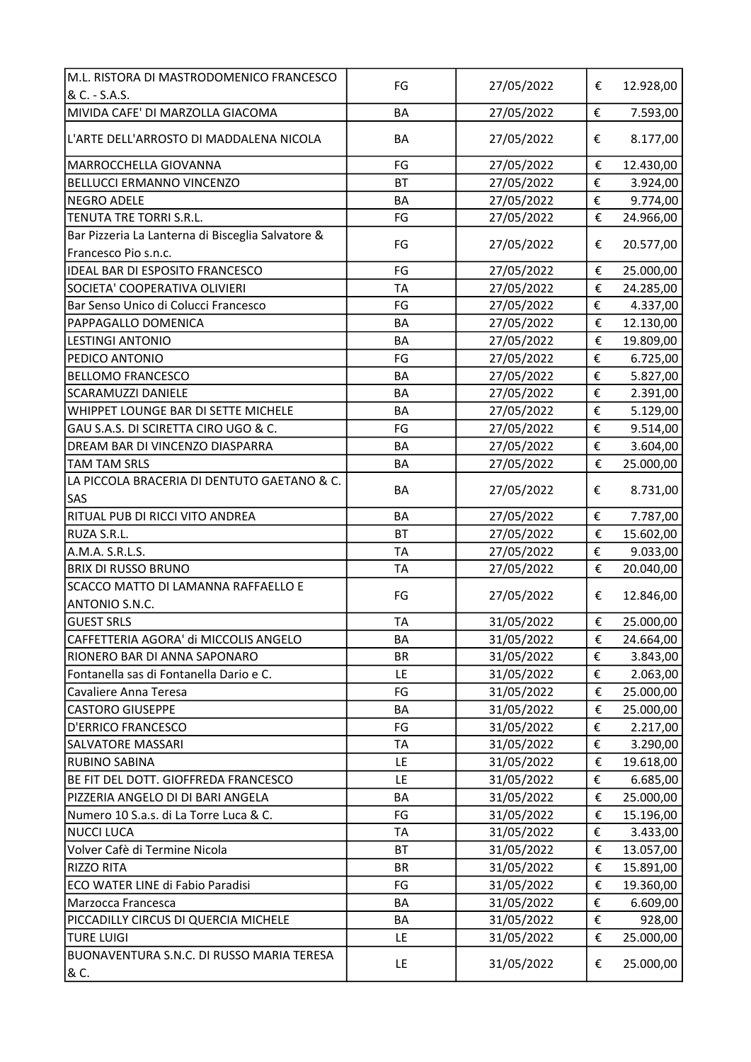| | | | | |
|---|---|---|---|---|
| M.L. RISTORA DI MASTRODOMENICO FRANCESCO & C. - S.A.S. | FG | 27/05/2022 | € | 12.928,00 |
| MIVIDA CAFE' DI MARZOLLA GIACOMA | BA | 27/05/2022 | € | 7.593,00 |
| L'ARTE DELL'ARROSTO DI MADDALENA NICOLA | BA | 27/05/2022 | € | 8.177,00 |
| MARROCCHELLA GIOVANNA | FG | 27/05/2022 | € | 12.430,00 |
| BELLUCCI ERMANNO VINCENZO | BT | 27/05/2022 | € | 3.924,00 |
| NEGRO ADELE | BA | 27/05/2022 | € | 9.774,00 |
| TENUTA TRE TORRI S.R.L. | FG | 27/05/2022 | € | 24.966,00 |
| Bar Pizzeria La Lanterna di Bisceglia Salvatore & Francesco Pio s.n.c. | FG | 27/05/2022 | € | 20.577,00 |
| IDEAL BAR DI ESPOSITO FRANCESCO | FG | 27/05/2022 | € | 25.000,00 |
| SOCIETA' COOPERATIVA OLIVIERI | TA | 27/05/2022 | € | 24.285,00 |
| Bar Senso Unico di Colucci Francesco | FG | 27/05/2022 | € | 4.337,00 |
| PAPPAGALLO DOMENICA | BA | 27/05/2022 | € | 12.130,00 |
| LESTINGI ANTONIO | BA | 27/05/2022 | € | 19.809,00 |
| PEDICO ANTONIO | FG | 27/05/2022 | € | 6.725,00 |
| BELLOMO FRANCESCO | BA | 27/05/2022 | € | 5.827,00 |
| SCARAMUZZI DANIELE | BA | 27/05/2022 | € | 2.391,00 |
| WHIPPET LOUNGE BAR DI SETTE MICHELE | BA | 27/05/2022 | € | 5.129,00 |
| GAU S.A.S. DI SCIRETTA CIRO UGO & C. | FG | 27/05/2022 | € | 9.514,00 |
| DREAM BAR DI VINCENZO DIASPARRA | BA | 27/05/2022 | € | 3.604,00 |
| TAM TAM SRLS | BA | 27/05/2022 | € | 25.000,00 |
| LA PICCOLA BRACERIA DI DENTUTO GAETANO & C. SAS | BA | 27/05/2022 | € | 8.731,00 |
| RITUAL PUB DI RICCI VITO ANDREA | BA | 27/05/2022 | € | 7.787,00 |
| RUZA S.R.L. | BT | 27/05/2022 | € | 15.602,00 |
| A.M.A. S.R.L.S. | TA | 27/05/2022 | € | 9.033,00 |
| BRIX DI RUSSO BRUNO | TA | 27/05/2022 | € | 20.040,00 |
| SCACCO MATTO DI LAMANNA RAFFAELLO E ANTONIO S.N.C. | FG | 27/05/2022 | € | 12.846,00 |
| GUEST SRLS | TA | 31/05/2022 | € | 25.000,00 |
| CAFFETTERIA AGORA' di MICCOLIS ANGELO | BA | 31/05/2022 | € | 24.664,00 |
| RIONERO BAR DI ANNA SAPONARO | BR | 31/05/2022 | € | 3.843,00 |
| Fontanella sas di Fontanella Dario e C. | LE | 31/05/2022 | € | 2.063,00 |
| Cavaliere Anna Teresa | FG | 31/05/2022 | € | 25.000,00 |
| CASTORO GIUSEPPE | BA | 31/05/2022 | € | 25.000,00 |
| D'ERRICO FRANCESCO | FG | 31/05/2022 | € | 2.217,00 |
| SALVATORE MASSARI | TA | 31/05/2022 | € | 3.290,00 |
| RUBINO SABINA | LE | 31/05/2022 | € | 19.618,00 |
| BE FIT DEL DOTT. GIOFFREDA FRANCESCO | LE | 31/05/2022 | € | 6.685,00 |
| PIZZERIA ANGELO DI DI BARI ANGELA | BA | 31/05/2022 | € | 25.000,00 |
| Numero 10 S.a.s. di La Torre Luca & C. | FG | 31/05/2022 | € | 15.196,00 |
| NUCCI LUCA | TA | 31/05/2022 | € | 3.433,00 |
| Volver Cafè di Termine Nicola | BT | 31/05/2022 | € | 13.057,00 |
| RIZZO RITA | BR | 31/05/2022 | € | 15.891,00 |
| ECO WATER LINE di Fabio Paradisi | FG | 31/05/2022 | € | 19.360,00 |
| Marzocca Francesca | BA | 31/05/2022 | € | 6.609,00 |
| PICCADILLY CIRCUS DI QUERCIA MICHELE | BA | 31/05/2022 | € | 928,00 |
| TURE LUIGI | LE | 31/05/2022 | € | 25.000,00 |
| BUONAVENTURA S.N.C. DI RUSSO MARIA TERESA & C. | LE | 31/05/2022 | € | 25.000,00 |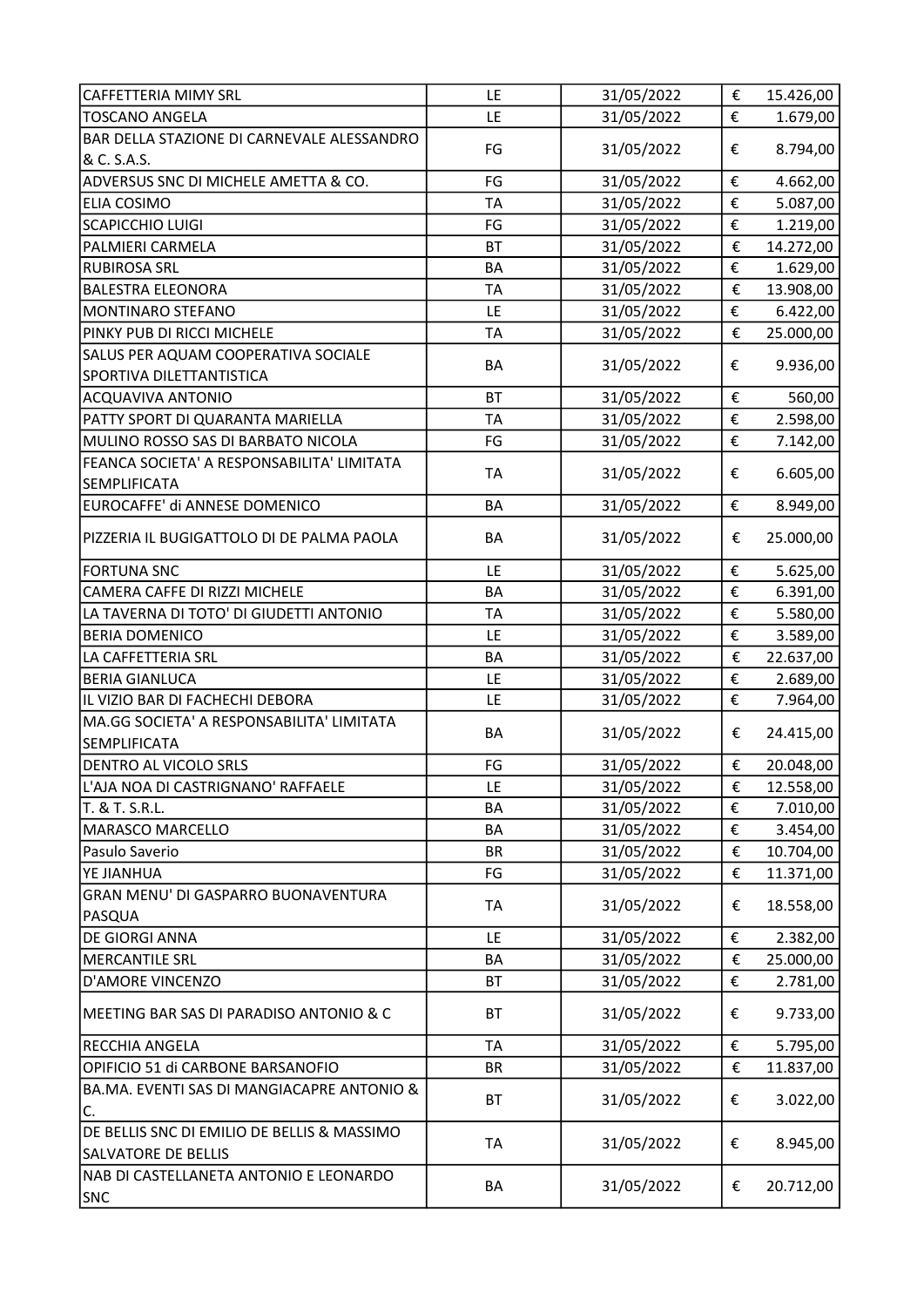| | | | | |
|---|---|---|---|---|
| CAFFETTERIA MIMY SRL | LE | 31/05/2022 | € | 15.426,00 |
| TOSCANO ANGELA | LE | 31/05/2022 | € | 1.679,00 |
| BAR DELLA STAZIONE DI CARNEVALE ALESSANDRO & C. S.A.S. | FG | 31/05/2022 | € | 8.794,00 |
| ADVERSUS SNC DI MICHELE AMETTA & CO. | FG | 31/05/2022 | € | 4.662,00 |
| ELIA COSIMO | TA | 31/05/2022 | € | 5.087,00 |
| SCAPICCHIO LUIGI | FG | 31/05/2022 | € | 1.219,00 |
| PALMIERI CARMELA | BT | 31/05/2022 | € | 14.272,00 |
| RUBIROSA SRL | BA | 31/05/2022 | € | 1.629,00 |
| BALESTRA ELEONORA | TA | 31/05/2022 | € | 13.908,00 |
| MONTINARO STEFANO | LE | 31/05/2022 | € | 6.422,00 |
| PINKY PUB DI RICCI MICHELE | TA | 31/05/2022 | € | 25.000,00 |
| SALUS PER AQUAM COOPERATIVA SOCIALE SPORTIVA DILETTANTISTICA | BA | 31/05/2022 | € | 9.936,00 |
| ACQUAVIVA ANTONIO | BT | 31/05/2022 | € | 560,00 |
| PATTY SPORT DI QUARANTA MARIELLA | TA | 31/05/2022 | € | 2.598,00 |
| MULINO ROSSO SAS DI BARBATO NICOLA | FG | 31/05/2022 | € | 7.142,00 |
| FEANCA SOCIETA' A RESPONSABILITA' LIMITATA SEMPLIFICATA | TA | 31/05/2022 | € | 6.605,00 |
| EUROCAFFE' di ANNESE DOMENICO | BA | 31/05/2022 | € | 8.949,00 |
| PIZZERIA IL BUGIGATTOLO DI DE PALMA PAOLA | BA | 31/05/2022 | € | 25.000,00 |
| FORTUNA SNC | LE | 31/05/2022 | € | 5.625,00 |
| CAMERA CAFFE DI RIZZI MICHELE | BA | 31/05/2022 | € | 6.391,00 |
| LA TAVERNA DI TOTO' DI GIUDETTI ANTONIO | TA | 31/05/2022 | € | 5.580,00 |
| BERIA DOMENICO | LE | 31/05/2022 | € | 3.589,00 |
| LA CAFFETTERIA SRL | BA | 31/05/2022 | € | 22.637,00 |
| BERIA GIANLUCA | LE | 31/05/2022 | € | 2.689,00 |
| IL VIZIO BAR DI FACHECHI DEBORA | LE | 31/05/2022 | € | 7.964,00 |
| MA.GG SOCIETA' A RESPONSABILITA' LIMITATA SEMPLIFICATA | BA | 31/05/2022 | € | 24.415,00 |
| DENTRO AL VICOLO SRLS | FG | 31/05/2022 | € | 20.048,00 |
| L'AJA NOA DI CASTRIGNANO' RAFFAELE | LE | 31/05/2022 | € | 12.558,00 |
| T. & T. S.R.L. | BA | 31/05/2022 | € | 7.010,00 |
| MARASCO MARCELLO | BA | 31/05/2022 | € | 3.454,00 |
| Pasulo Saverio | BR | 31/05/2022 | € | 10.704,00 |
| YE JIANHUA | FG | 31/05/2022 | € | 11.371,00 |
| GRAN MENU' DI GASPARRO BUONAVENTURA PASQUA | TA | 31/05/2022 | € | 18.558,00 |
| DE GIORGI ANNA | LE | 31/05/2022 | € | 2.382,00 |
| MERCANTILE SRL | BA | 31/05/2022 | € | 25.000,00 |
| D'AMORE VINCENZO | BT | 31/05/2022 | € | 2.781,00 |
| MEETING BAR SAS DI PARADISO ANTONIO & C | BT | 31/05/2022 | € | 9.733,00 |
| RECCHIA ANGELA | TA | 31/05/2022 | € | 5.795,00 |
| OPIFICIO 51 di CARBONE BARSANOFIO | BR | 31/05/2022 | € | 11.837,00 |
| BA.MA. EVENTI SAS DI MANGIACAPRE ANTONIO & C. | BT | 31/05/2022 | € | 3.022,00 |
| DE BELLIS SNC DI EMILIO DE BELLIS & MASSIMO SALVATORE DE BELLIS | TA | 31/05/2022 | € | 8.945,00 |
| NAB DI CASTELLANETA ANTONIO E LEONARDO SNC | BA | 31/05/2022 | € | 20.712,00 |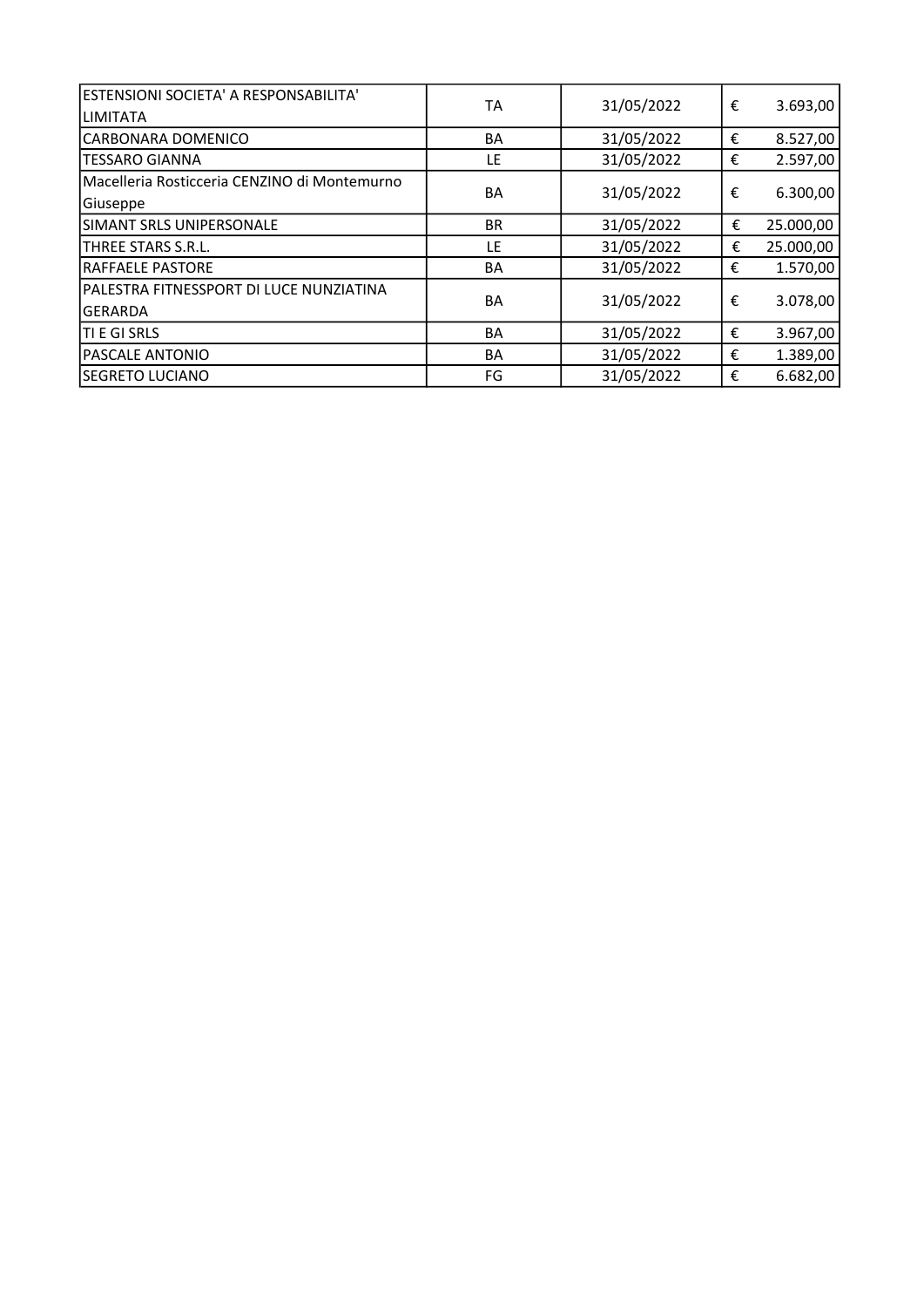| | | | |
|---|---|---|---|
| ESTENSIONI SOCIETA' A RESPONSABILITA' LIMITATA | TA | 31/05/2022 | € 3.693,00 |
| CARBONARA DOMENICO | BA | 31/05/2022 | € 8.527,00 |
| TESSARO GIANNA | LE | 31/05/2022 | € 2.597,00 |
| Macelleria Rosticceria CENZINO di Montemurno Giuseppe | BA | 31/05/2022 | € 6.300,00 |
| SIMANT SRLS UNIPERSONALE | BR | 31/05/2022 | € 25.000,00 |
| THREE STARS S.R.L. | LE | 31/05/2022 | € 25.000,00 |
| RAFFAELE PASTORE | BA | 31/05/2022 | € 1.570,00 |
| PALESTRA FITNESSPORT DI LUCE NUNZIATINA GERARDA | BA | 31/05/2022 | € 3.078,00 |
| TI E GI SRLS | BA | 31/05/2022 | € 3.967,00 |
| PASCALE ANTONIO | BA | 31/05/2022 | € 1.389,00 |
| SEGRETO LUCIANO | FG | 31/05/2022 | € 6.682,00 |